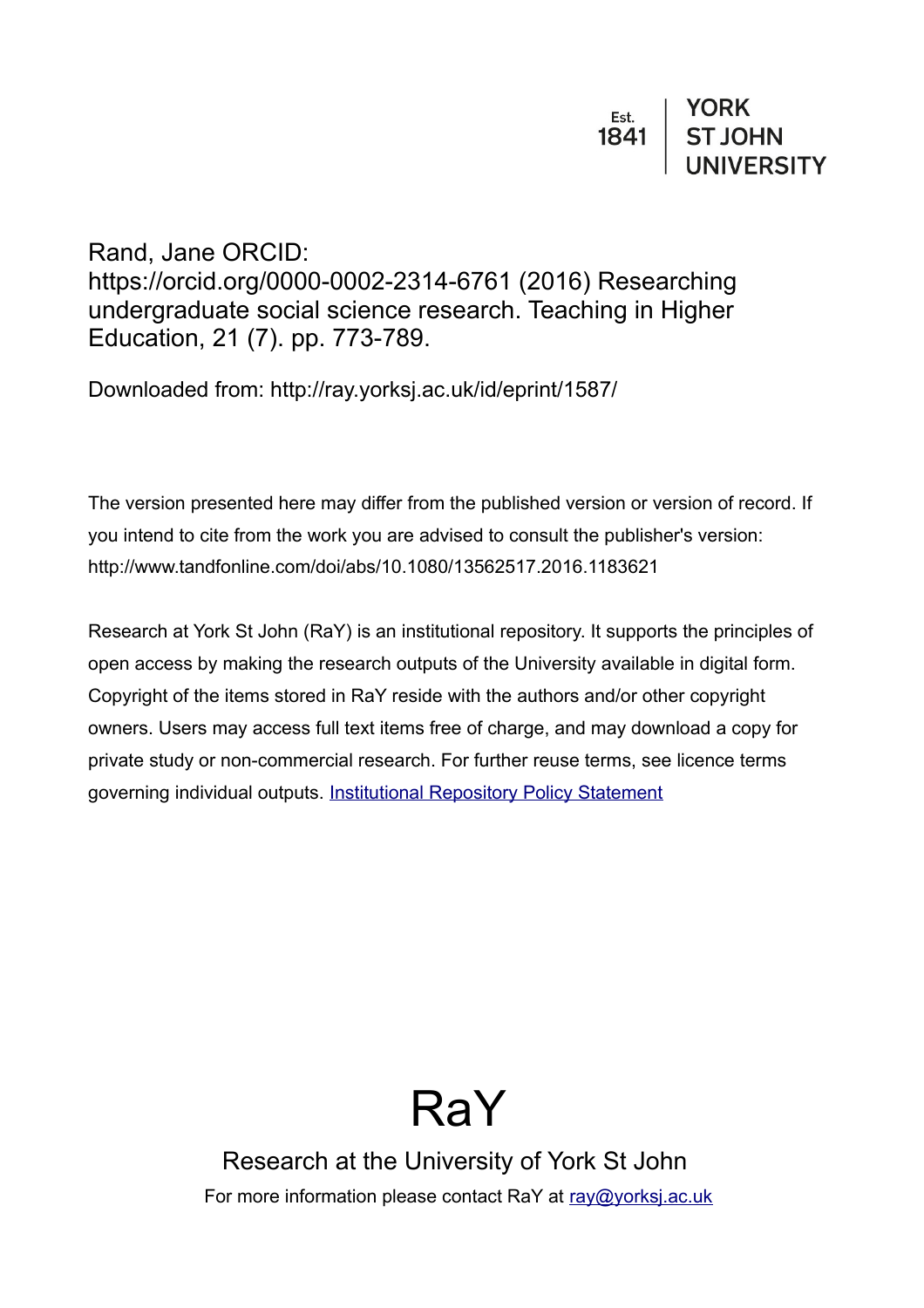Est. 1841 | YORK ST JOHN UNIVERSITY

Rand, Jane ORCID: https://orcid.org/0000-0002-2314-6761 (2016) Researching undergraduate social science research. Teaching in Higher Education, 21 (7). pp. 773-789.

Downloaded from: http://ray.yorksj.ac.uk/id/eprint/1587/

The version presented here may differ from the published version or version of record. If you intend to cite from the work you are advised to consult the publisher's version: http://www.tandfonline.com/doi/abs/10.1080/13562517.2016.1183621

Research at York St John (RaY) is an institutional repository. It supports the principles of open access by making the research outputs of the University available in digital form. Copyright of the items stored in RaY reside with the authors and/or other copyright owners. Users may access full text items free of charge, and may download a copy for private study or non-commercial research. For further reuse terms, see licence terms governing individual outputs. [Institutional Repository Policy Statement]

# RaY

Research at the University of York St John

For more information please contact RaY at ray@yorksj.ac.uk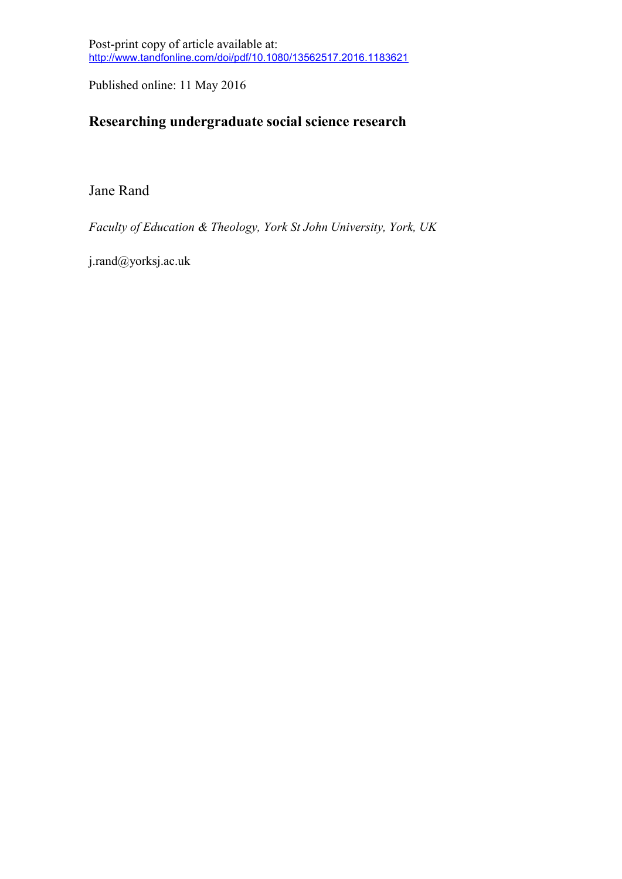Post-print copy of article available at:
http://www.tandfonline.com/doi/pdf/10.1080/13562517.2016.1183621

Published online: 11 May 2016

# Researching undergraduate social science research

Jane Rand

*Faculty of Education & Theology, York St John University, York, UK*

j.rand@yorksj.ac.uk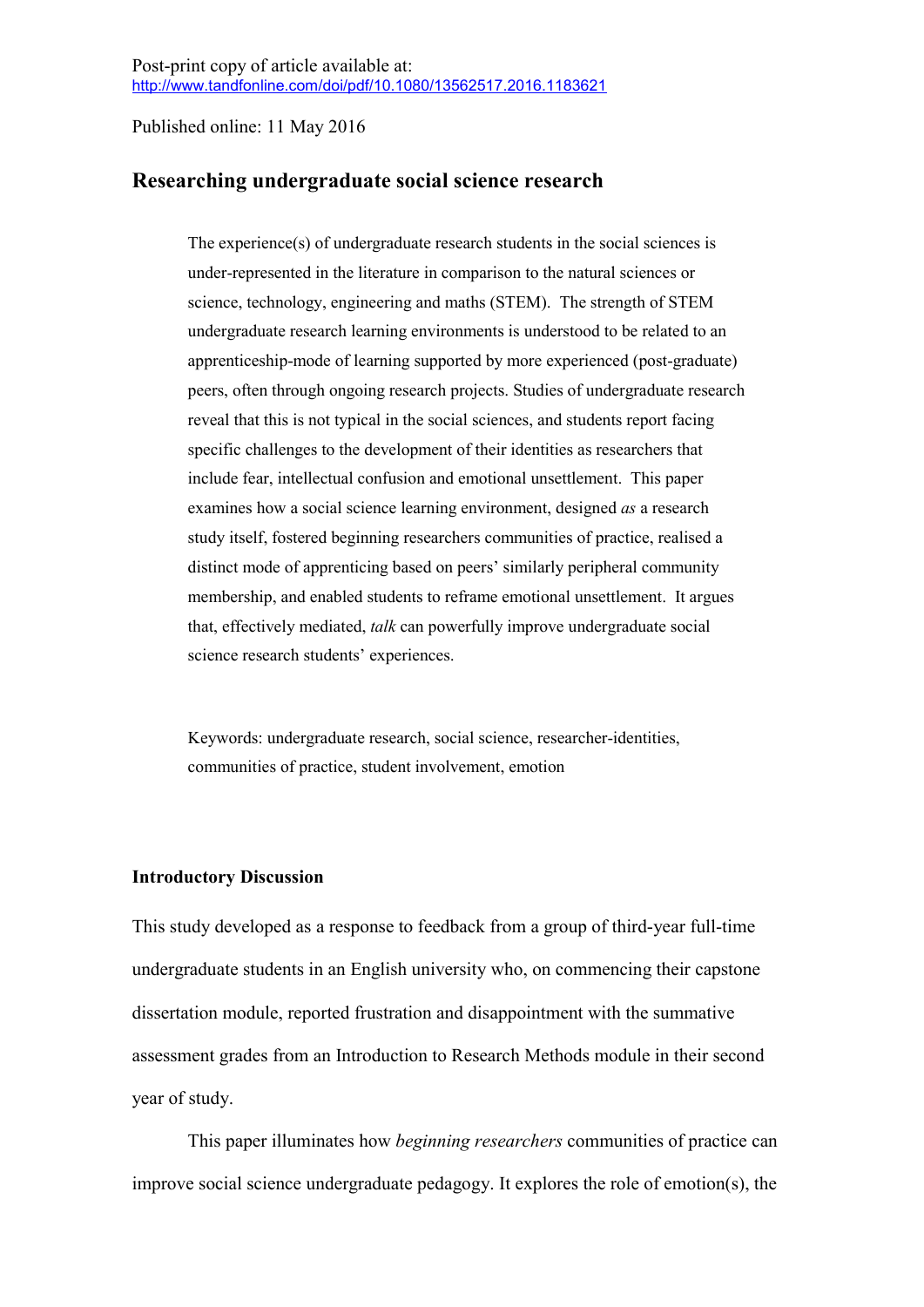Post-print copy of article available at:
http://www.tandfonline.com/doi/pdf/10.1080/13562517.2016.1183621

Published online: 11 May 2016

## Researching undergraduate social science research

The experience(s) of undergraduate research students in the social sciences is under-represented in the literature in comparison to the natural sciences or science, technology, engineering and maths (STEM). The strength of STEM undergraduate research learning environments is understood to be related to an apprenticeship-mode of learning supported by more experienced (post-graduate) peers, often through ongoing research projects. Studies of undergraduate research reveal that this is not typical in the social sciences, and students report facing specific challenges to the development of their identities as researchers that include fear, intellectual confusion and emotional unsettlement. This paper examines how a social science learning environment, designed *as* a research study itself, fostered beginning researchers communities of practice, realised a distinct mode of apprenticing based on peers' similarly peripheral community membership, and enabled students to reframe emotional unsettlement. It argues that, effectively mediated, *talk* can powerfully improve undergraduate social science research students' experiences.

Keywords: undergraduate research, social science, researcher-identities, communities of practice, student involvement, emotion

### Introductory Discussion

This study developed as a response to feedback from a group of third-year full-time undergraduate students in an English university who, on commencing their capstone dissertation module, reported frustration and disappointment with the summative assessment grades from an Introduction to Research Methods module in their second year of study.

This paper illuminates how *beginning researchers* communities of practice can improve social science undergraduate pedagogy. It explores the role of emotion(s), the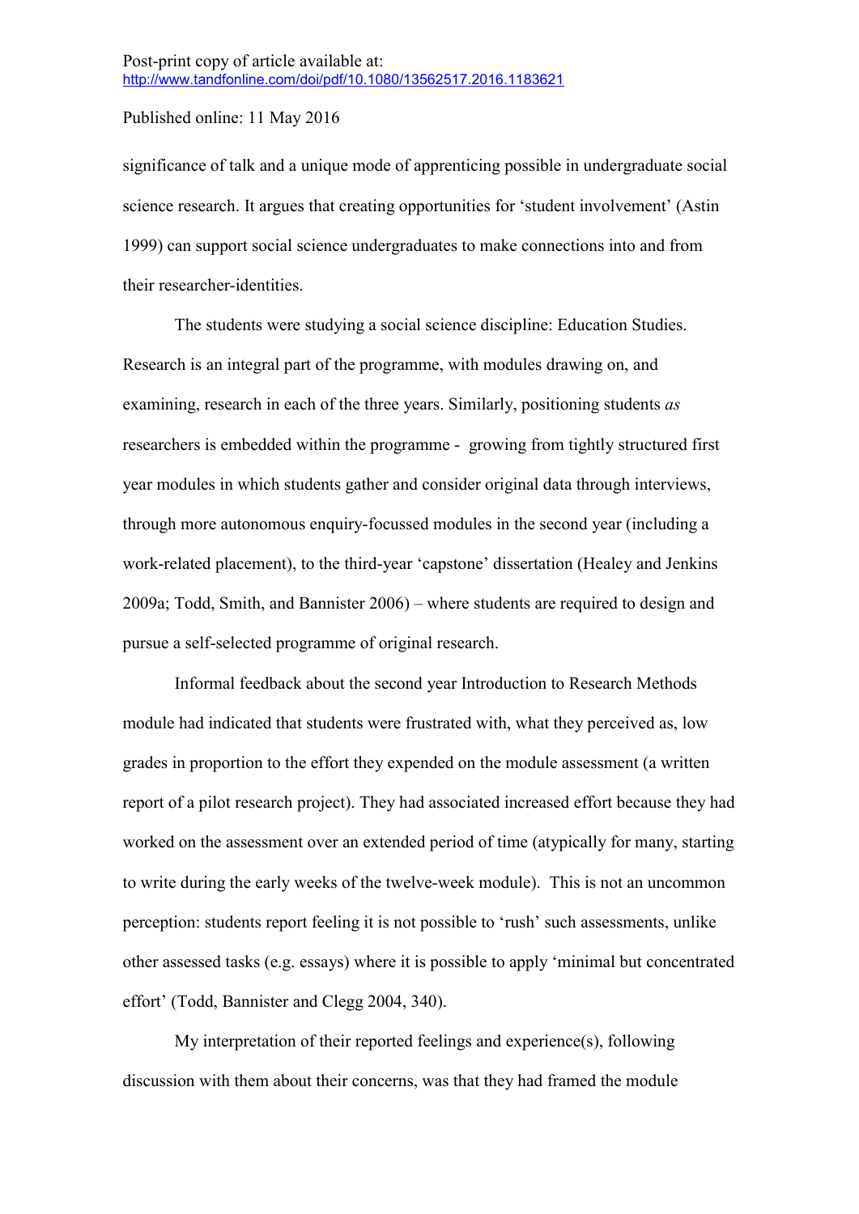significance of talk and a unique mode of apprenticing possible in undergraduate social science research. It argues that creating opportunities for 'student involvement' (Astin 1999) can support social science undergraduates to make connections into and from their researcher-identities.

The students were studying a social science discipline: Education Studies. Research is an integral part of the programme, with modules drawing on, and examining, research in each of the three years. Similarly, positioning students *as* researchers is embedded within the programme - growing from tightly structured first year modules in which students gather and consider original data through interviews, through more autonomous enquiry-focussed modules in the second year (including a work-related placement), to the third-year 'capstone' dissertation (Healey and Jenkins 2009a; Todd, Smith, and Bannister 2006) – where students are required to design and pursue a self-selected programme of original research.

Informal feedback about the second year Introduction to Research Methods module had indicated that students were frustrated with, what they perceived as, low grades in proportion to the effort they expended on the module assessment (a written report of a pilot research project). They had associated increased effort because they had worked on the assessment over an extended period of time (atypically for many, starting to write during the early weeks of the twelve-week module). This is not an uncommon perception: students report feeling it is not possible to 'rush' such assessments, unlike other assessed tasks (e.g. essays) where it is possible to apply 'minimal but concentrated effort' (Todd, Bannister and Clegg 2004, 340).

My interpretation of their reported feelings and experience(s), following discussion with them about their concerns, was that they had framed the module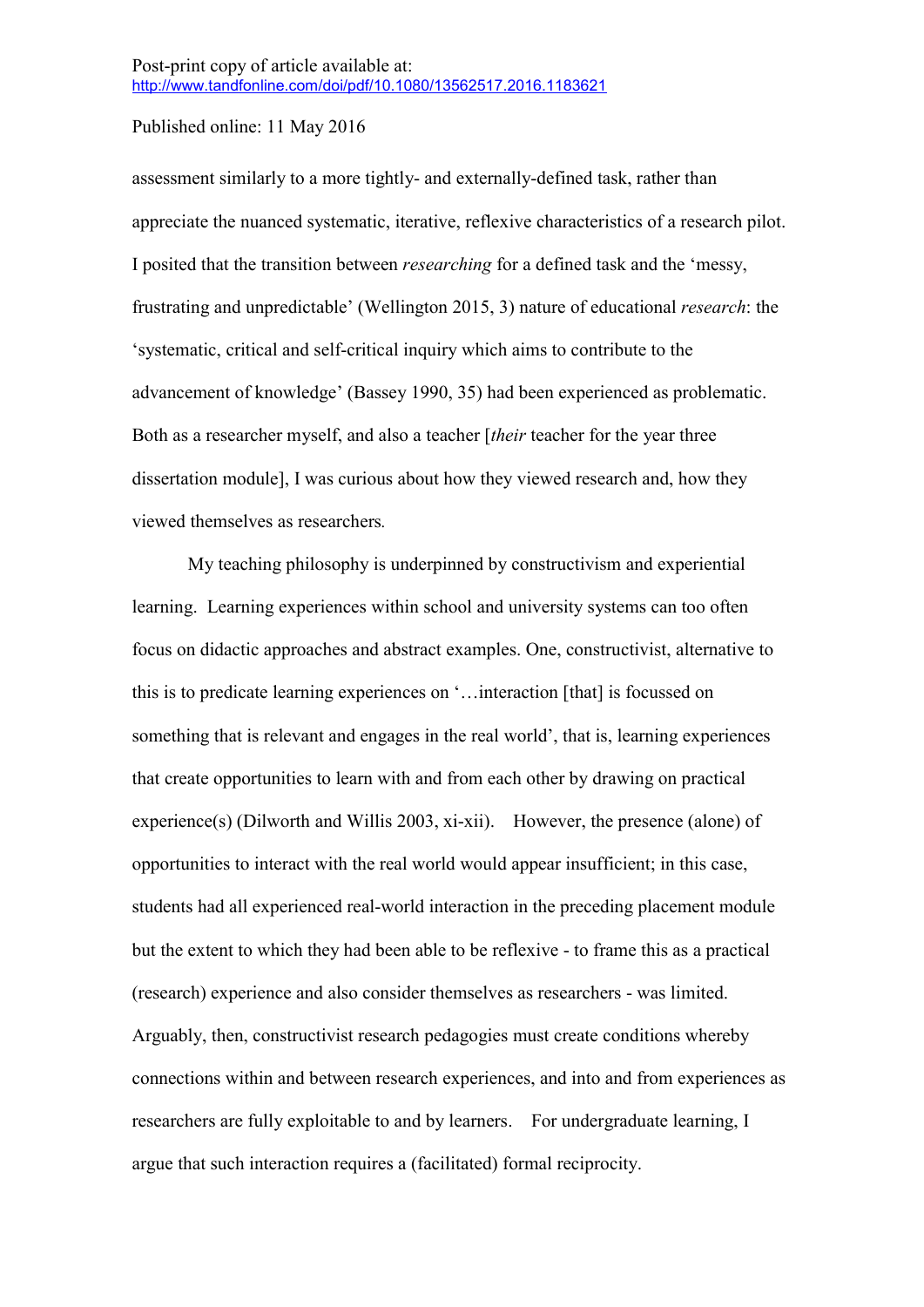assessment similarly to a more tightly- and externally-defined task, rather than appreciate the nuanced systematic, iterative, reflexive characteristics of a research pilot. I posited that the transition between *researching* for a defined task and the 'messy, frustrating and unpredictable' (Wellington 2015, 3) nature of educational *research*: the 'systematic, critical and self-critical inquiry which aims to contribute to the advancement of knowledge' (Bassey 1990, 35) had been experienced as problematic. Both as a researcher myself, and also a teacher [*their* teacher for the year three dissertation module], I was curious about how they viewed research and, how they viewed themselves as researchers*.*

My teaching philosophy is underpinned by constructivism and experiential learning. Learning experiences within school and university systems can too often focus on didactic approaches and abstract examples. One, constructivist, alternative to this is to predicate learning experiences on '…interaction [that] is focussed on something that is relevant and engages in the real world', that is, learning experiences that create opportunities to learn with and from each other by drawing on practical experience(s) (Dilworth and Willis 2003, xi-xii). However, the presence (alone) of opportunities to interact with the real world would appear insufficient; in this case, students had all experienced real-world interaction in the preceding placement module but the extent to which they had been able to be reflexive - to frame this as a practical (research) experience and also consider themselves as researchers - was limited. Arguably, then, constructivist research pedagogies must create conditions whereby connections within and between research experiences, and into and from experiences as researchers are fully exploitable to and by learners. For undergraduate learning, I argue that such interaction requires a (facilitated) formal reciprocity.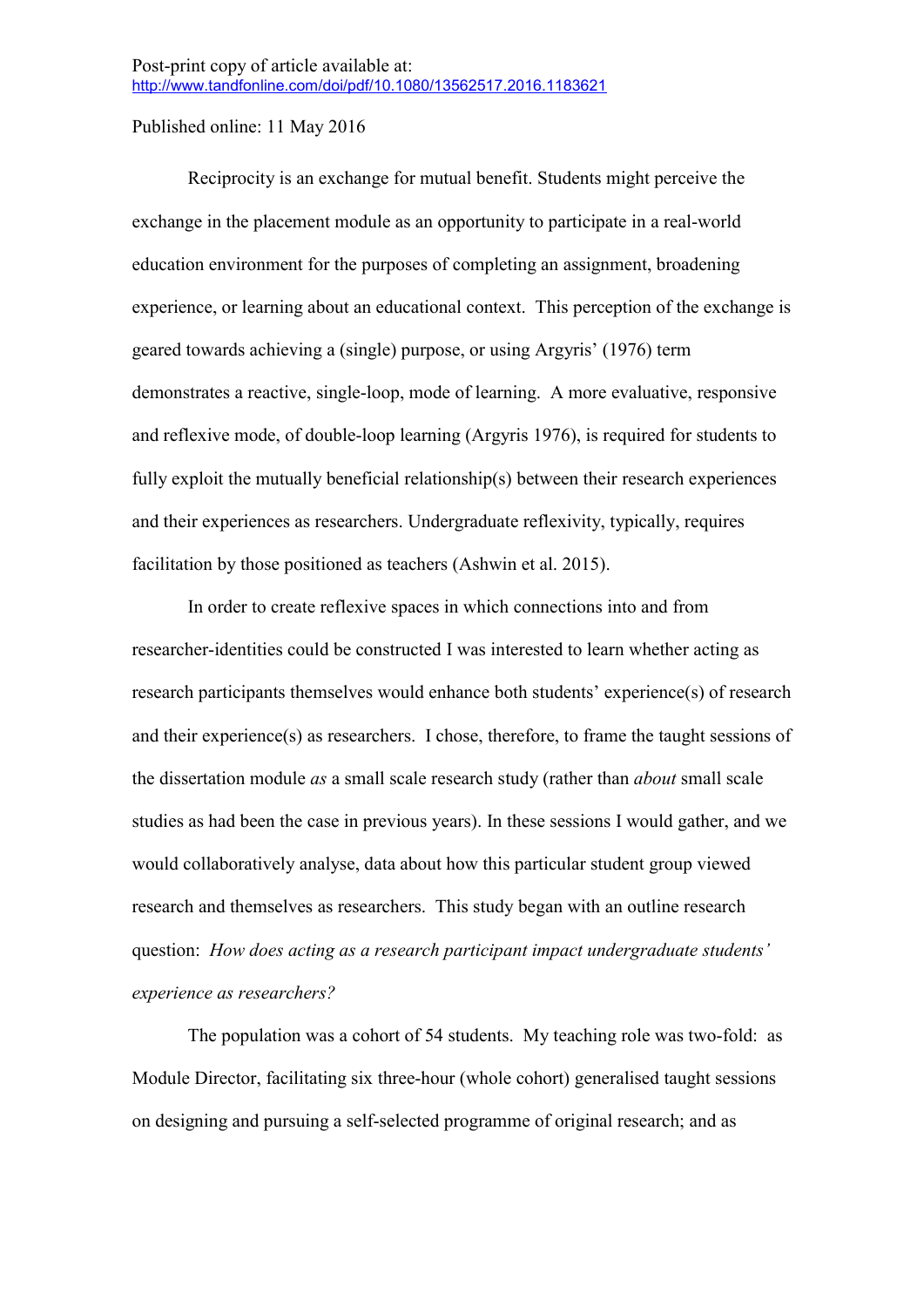Post-print copy of article available at: http://www.tandfonline.com/doi/pdf/10.1080/13562517.2016.1183621

Published online: 11 May 2016

Reciprocity is an exchange for mutual benefit. Students might perceive the exchange in the placement module as an opportunity to participate in a real-world education environment for the purposes of completing an assignment, broadening experience, or learning about an educational context. This perception of the exchange is geared towards achieving a (single) purpose, or using Argyris' (1976) term demonstrates a reactive, single-loop, mode of learning. A more evaluative, responsive and reflexive mode, of double-loop learning (Argyris 1976), is required for students to fully exploit the mutually beneficial relationship(s) between their research experiences and their experiences as researchers. Undergraduate reflexivity, typically, requires facilitation by those positioned as teachers (Ashwin et al. 2015).

In order to create reflexive spaces in which connections into and from researcher-identities could be constructed I was interested to learn whether acting as research participants themselves would enhance both students' experience(s) of research and their experience(s) as researchers. I chose, therefore, to frame the taught sessions of the dissertation module *as* a small scale research study (rather than *about* small scale studies as had been the case in previous years). In these sessions I would gather, and we would collaboratively analyse, data about how this particular student group viewed research and themselves as researchers. This study began with an outline research question: *How does acting as a research participant impact undergraduate students' experience as researchers?*

The population was a cohort of 54 students. My teaching role was two-fold: as Module Director, facilitating six three-hour (whole cohort) generalised taught sessions on designing and pursuing a self-selected programme of original research; and as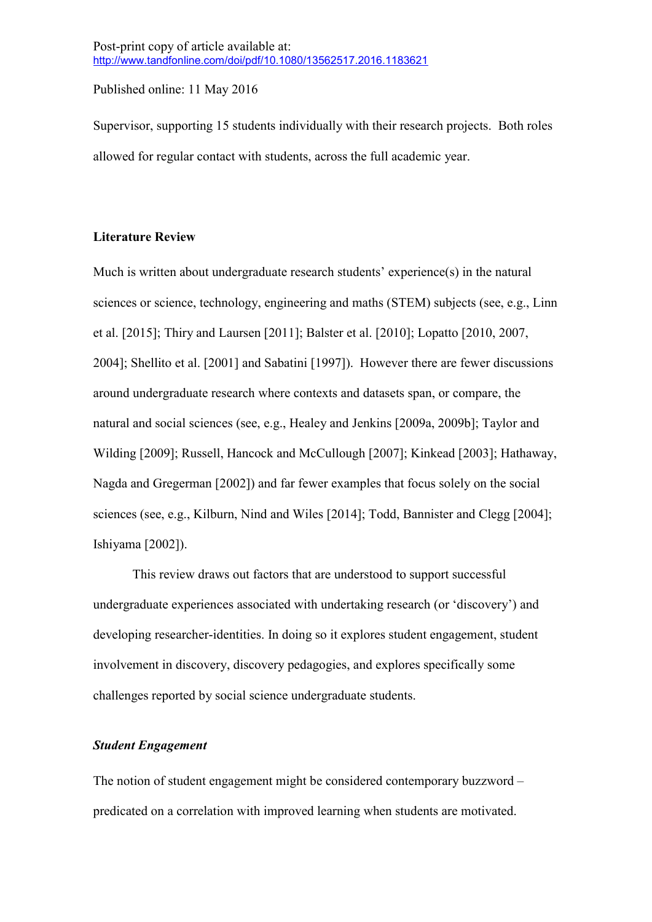Supervisor, supporting 15 students individually with their research projects. Both roles allowed for regular contact with students, across the full academic year.

## Literature Review

Much is written about undergraduate research students' experience(s) in the natural sciences or science, technology, engineering and maths (STEM) subjects (see, e.g., Linn et al. [2015]; Thiry and Laursen [2011]; Balster et al. [2010]; Lopatto [2010, 2007, 2004]; Shellito et al. [2001] and Sabatini [1997]). However there are fewer discussions around undergraduate research where contexts and datasets span, or compare, the natural and social sciences (see, e.g., Healey and Jenkins [2009a, 2009b]; Taylor and Wilding [2009]; Russell, Hancock and McCullough [2007]; Kinkead [2003]; Hathaway, Nagda and Gregerman [2002]) and far fewer examples that focus solely on the social sciences (see, e.g., Kilburn, Nind and Wiles [2014]; Todd, Bannister and Clegg [2004]; Ishiyama [2002]).

This review draws out factors that are understood to support successful undergraduate experiences associated with undertaking research (or 'discovery') and developing researcher-identities. In doing so it explores student engagement, student involvement in discovery, discovery pedagogies, and explores specifically some challenges reported by social science undergraduate students.

### *Student Engagement*

The notion of student engagement might be considered contemporary buzzword – predicated on a correlation with improved learning when students are motivated.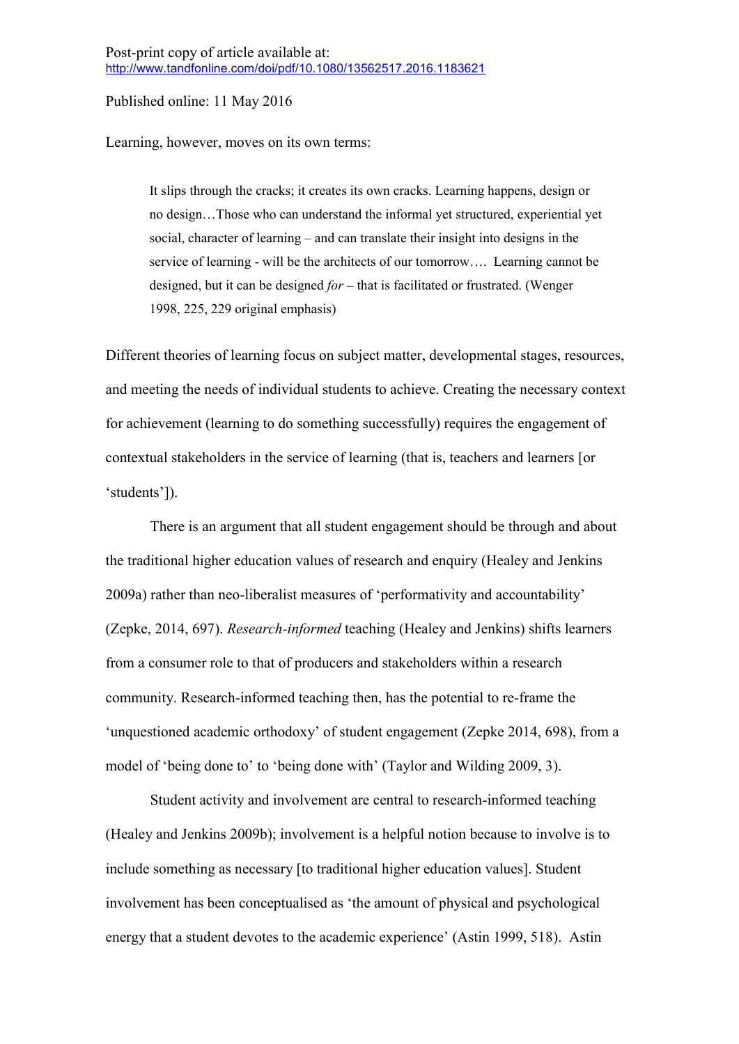Post-print copy of article available at:
http://www.tandfonline.com/doi/pdf/10.1080/13562517.2016.1183621

Published online: 11 May 2016

Learning, however, moves on its own terms:

> It slips through the cracks; it creates its own cracks. Learning happens, design or no design…Those who can understand the informal yet structured, experiential yet social, character of learning – and can translate their insight into designs in the service of learning - will be the architects of our tomorrow…. Learning cannot be designed, but it can be designed *for* – that is facilitated or frustrated. (Wenger 1998, 225, 229 original emphasis)

Different theories of learning focus on subject matter, developmental stages, resources, and meeting the needs of individual students to achieve. Creating the necessary context for achievement (learning to do something successfully) requires the engagement of contextual stakeholders in the service of learning (that is, teachers and learners [or 'students']).

There is an argument that all student engagement should be through and about the traditional higher education values of research and enquiry (Healey and Jenkins 2009a) rather than neo-liberalist measures of 'performativity and accountability' (Zepke, 2014, 697). *Research-informed* teaching (Healey and Jenkins) shifts learners from a consumer role to that of producers and stakeholders within a research community. Research-informed teaching then, has the potential to re-frame the 'unquestioned academic orthodoxy' of student engagement (Zepke 2014, 698), from a model of 'being done to' to 'being done with' (Taylor and Wilding 2009, 3).

Student activity and involvement are central to research-informed teaching (Healey and Jenkins 2009b); involvement is a helpful notion because to involve is to include something as necessary [to traditional higher education values]. Student involvement has been conceptualised as 'the amount of physical and psychological energy that a student devotes to the academic experience' (Astin 1999, 518). Astin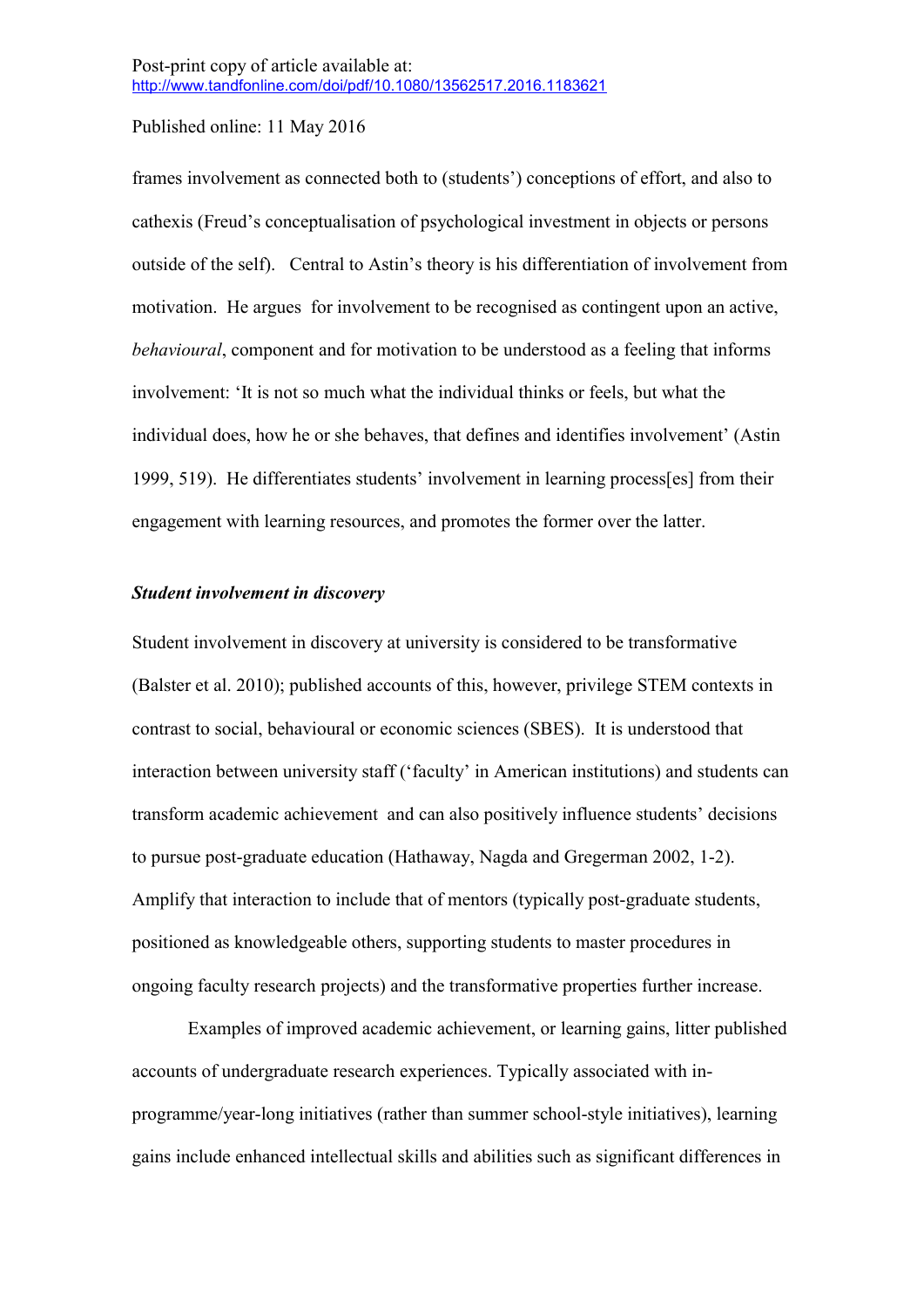frames involvement as connected both to (students') conceptions of effort, and also to cathexis (Freud's conceptualisation of psychological investment in objects or persons outside of the self). Central to Astin's theory is his differentiation of involvement from motivation. He argues for involvement to be recognised as contingent upon an active, *behavioural*, component and for motivation to be understood as a feeling that informs involvement: 'It is not so much what the individual thinks or feels, but what the individual does, how he or she behaves, that defines and identifies involvement' (Astin 1999, 519). He differentiates students' involvement in learning process[es] from their engagement with learning resources, and promotes the former over the latter.

### *Student involvement in discovery*

Student involvement in discovery at university is considered to be transformative (Balster et al. 2010); published accounts of this, however, privilege STEM contexts in contrast to social, behavioural or economic sciences (SBES). It is understood that interaction between university staff ('faculty' in American institutions) and students can transform academic achievement and can also positively influence students' decisions to pursue post-graduate education (Hathaway, Nagda and Gregerman 2002, 1-2). Amplify that interaction to include that of mentors (typically post-graduate students, positioned as knowledgeable others, supporting students to master procedures in ongoing faculty research projects) and the transformative properties further increase.

Examples of improved academic achievement, or learning gains, litter published accounts of undergraduate research experiences. Typically associated with in-programme/year-long initiatives (rather than summer school-style initiatives), learning gains include enhanced intellectual skills and abilities such as significant differences in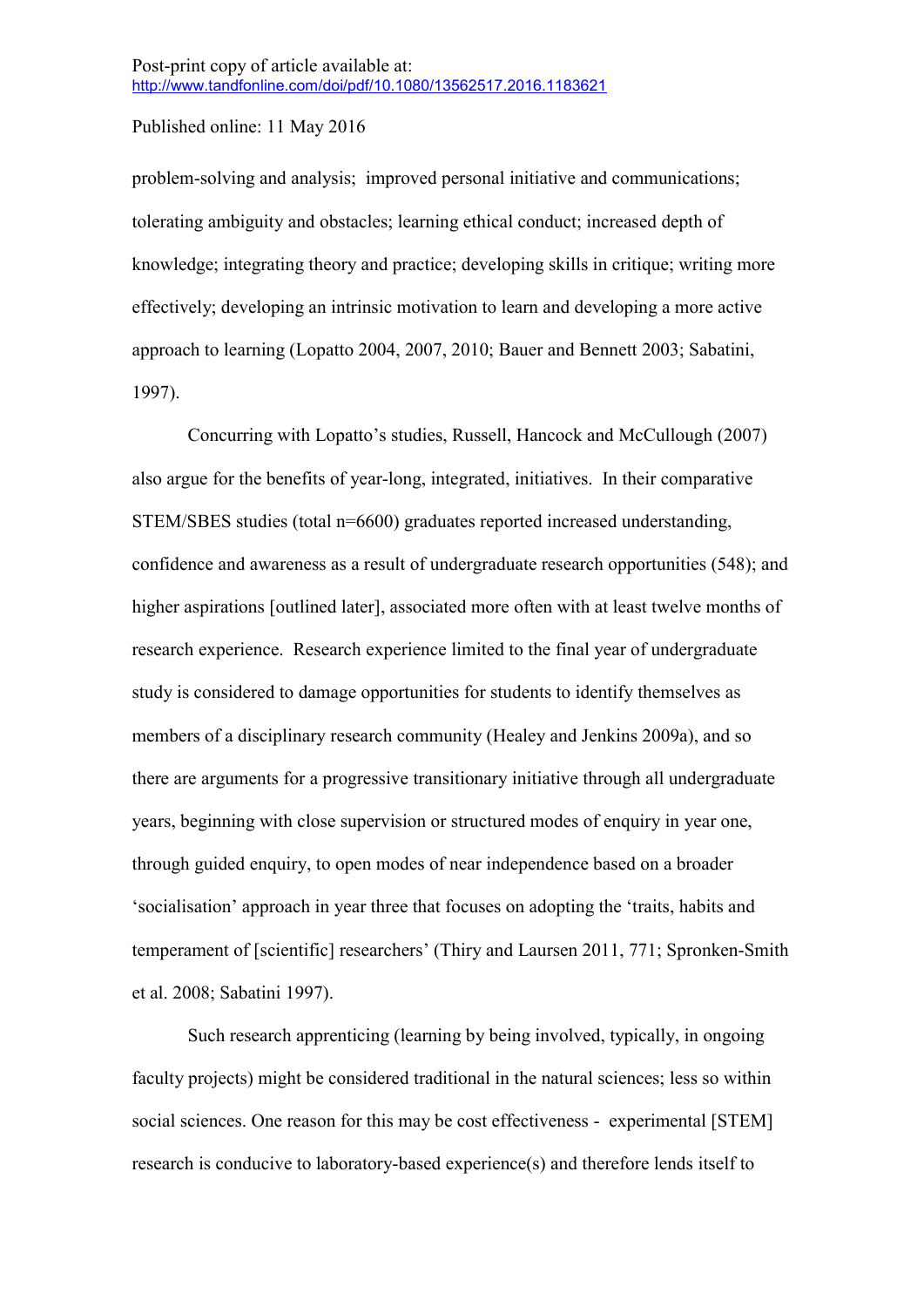problem-solving and analysis; improved personal initiative and communications; tolerating ambiguity and obstacles; learning ethical conduct; increased depth of knowledge; integrating theory and practice; developing skills in critique; writing more effectively; developing an intrinsic motivation to learn and developing a more active approach to learning (Lopatto 2004, 2007, 2010; Bauer and Bennett 2003; Sabatini, 1997).

Concurring with Lopatto's studies, Russell, Hancock and McCullough (2007) also argue for the benefits of year-long, integrated, initiatives. In their comparative STEM/SBES studies (total n=6600) graduates reported increased understanding, confidence and awareness as a result of undergraduate research opportunities (548); and higher aspirations [outlined later], associated more often with at least twelve months of research experience. Research experience limited to the final year of undergraduate study is considered to damage opportunities for students to identify themselves as members of a disciplinary research community (Healey and Jenkins 2009a), and so there are arguments for a progressive transitionary initiative through all undergraduate years, beginning with close supervision or structured modes of enquiry in year one, through guided enquiry, to open modes of near independence based on a broader 'socialisation' approach in year three that focuses on adopting the 'traits, habits and temperament of [scientific] researchers' (Thiry and Laursen 2011, 771; Spronken-Smith et al. 2008; Sabatini 1997).

Such research apprenticing (learning by being involved, typically, in ongoing faculty projects) might be considered traditional in the natural sciences; less so within social sciences. One reason for this may be cost effectiveness - experimental [STEM] research is conducive to laboratory-based experience(s) and therefore lends itself to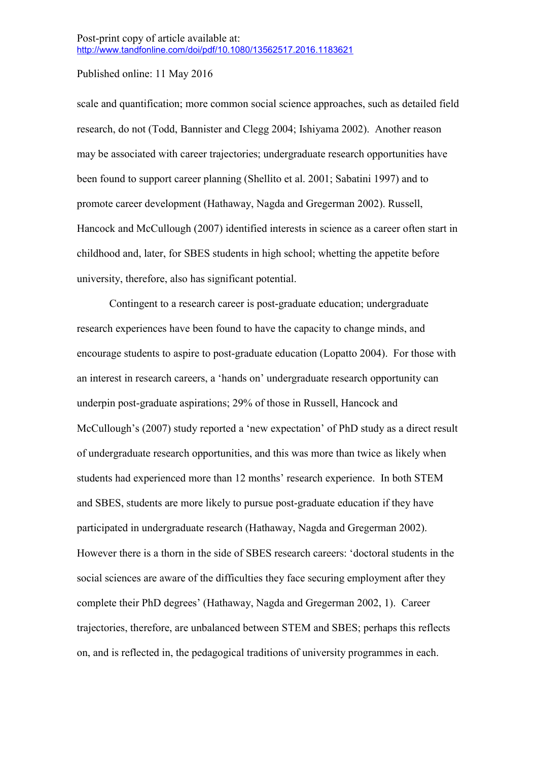scale and quantification; more common social science approaches, such as detailed field research, do not (Todd, Bannister and Clegg 2004; Ishiyama 2002). Another reason may be associated with career trajectories; undergraduate research opportunities have been found to support career planning (Shellito et al. 2001; Sabatini 1997) and to promote career development (Hathaway, Nagda and Gregerman 2002). Russell, Hancock and McCullough (2007) identified interests in science as a career often start in childhood and, later, for SBES students in high school; whetting the appetite before university, therefore, also has significant potential.

Contingent to a research career is post-graduate education; undergraduate research experiences have been found to have the capacity to change minds, and encourage students to aspire to post-graduate education (Lopatto 2004). For those with an interest in research careers, a 'hands on' undergraduate research opportunity can underpin post-graduate aspirations; 29% of those in Russell, Hancock and McCullough's (2007) study reported a 'new expectation' of PhD study as a direct result of undergraduate research opportunities, and this was more than twice as likely when students had experienced more than 12 months' research experience. In both STEM and SBES, students are more likely to pursue post-graduate education if they have participated in undergraduate research (Hathaway, Nagda and Gregerman 2002). However there is a thorn in the side of SBES research careers: 'doctoral students in the social sciences are aware of the difficulties they face securing employment after they complete their PhD degrees' (Hathaway, Nagda and Gregerman 2002, 1). Career trajectories, therefore, are unbalanced between STEM and SBES; perhaps this reflects on, and is reflected in, the pedagogical traditions of university programmes in each.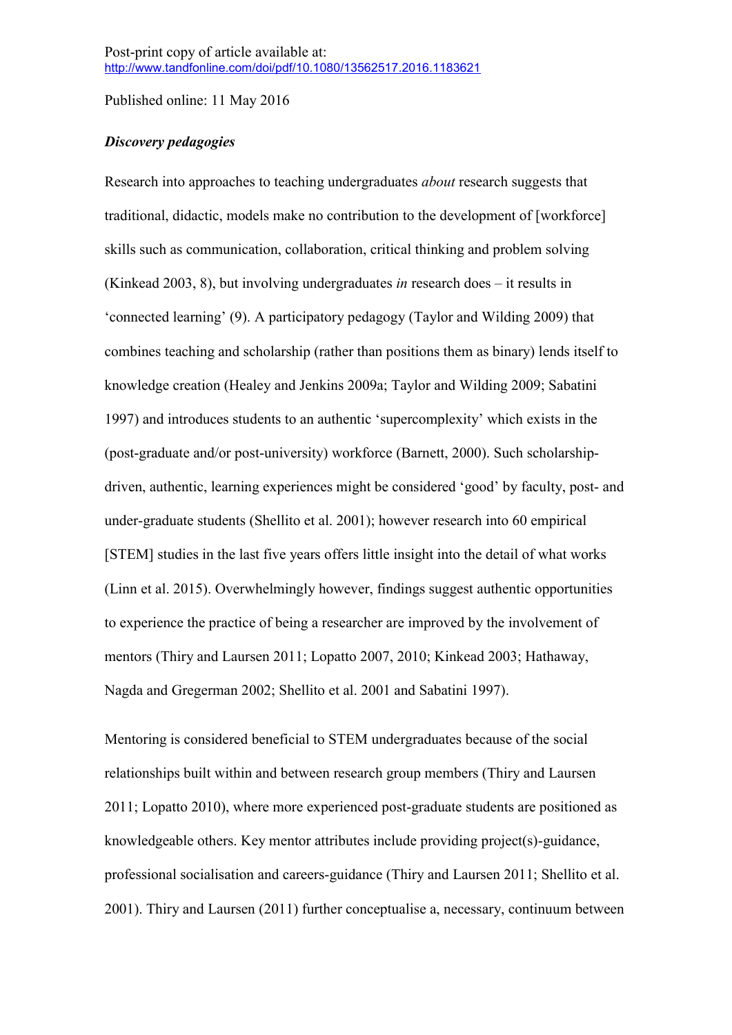Post-print copy of article available at:
http://www.tandfonline.com/doi/pdf/10.1080/13562517.2016.1183621

Published online: 11 May 2016

***Discovery pedagogies***

Research into approaches to teaching undergraduates *about* research suggests that traditional, didactic, models make no contribution to the development of [workforce] skills such as communication, collaboration, critical thinking and problem solving (Kinkead 2003, 8), but involving undergraduates *in* research does – it results in 'connected learning' (9). A participatory pedagogy (Taylor and Wilding 2009) that combines teaching and scholarship (rather than positions them as binary) lends itself to knowledge creation (Healey and Jenkins 2009a; Taylor and Wilding 2009; Sabatini 1997) and introduces students to an authentic 'supercomplexity' which exists in the (post-graduate and/or post-university) workforce (Barnett, 2000). Such scholarship-driven, authentic, learning experiences might be considered 'good' by faculty, post- and under-graduate students (Shellito et al. 2001); however research into 60 empirical [STEM] studies in the last five years offers little insight into the detail of what works (Linn et al. 2015). Overwhelmingly however, findings suggest authentic opportunities to experience the practice of being a researcher are improved by the involvement of mentors (Thiry and Laursen 2011; Lopatto 2007, 2010; Kinkead 2003; Hathaway, Nagda and Gregerman 2002; Shellito et al. 2001 and Sabatini 1997).

Mentoring is considered beneficial to STEM undergraduates because of the social relationships built within and between research group members (Thiry and Laursen 2011; Lopatto 2010), where more experienced post-graduate students are positioned as knowledgeable others. Key mentor attributes include providing project(s)-guidance, professional socialisation and careers-guidance (Thiry and Laursen 2011; Shellito et al. 2001). Thiry and Laursen (2011) further conceptualise a, necessary, continuum between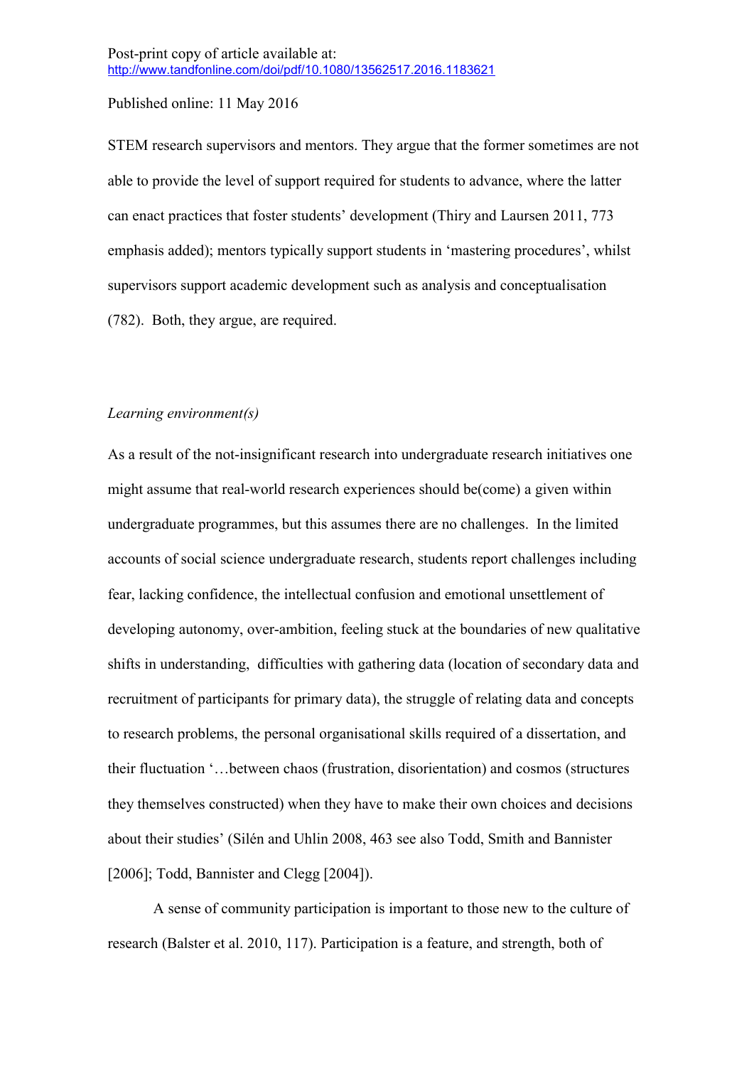STEM research supervisors and mentors. They argue that the former sometimes are not able to provide the level of support required for students to advance, where the latter can enact practices that foster students' development (Thiry and Laursen 2011, 773 emphasis added); mentors typically support students in 'mastering procedures', whilst supervisors support academic development such as analysis and conceptualisation (782). Both, they argue, are required.

### *Learning environment(s)*

As a result of the not-insignificant research into undergraduate research initiatives one might assume that real-world research experiences should be(come) a given within undergraduate programmes, but this assumes there are no challenges. In the limited accounts of social science undergraduate research, students report challenges including fear, lacking confidence, the intellectual confusion and emotional unsettlement of developing autonomy, over-ambition, feeling stuck at the boundaries of new qualitative shifts in understanding, difficulties with gathering data (location of secondary data and recruitment of participants for primary data), the struggle of relating data and concepts to research problems, the personal organisational skills required of a dissertation, and their fluctuation '…between chaos (frustration, disorientation) and cosmos (structures they themselves constructed) when they have to make their own choices and decisions about their studies' (Silén and Uhlin 2008, 463 see also Todd, Smith and Bannister [2006]; Todd, Bannister and Clegg [2004]).

A sense of community participation is important to those new to the culture of research (Balster et al. 2010, 117). Participation is a feature, and strength, both of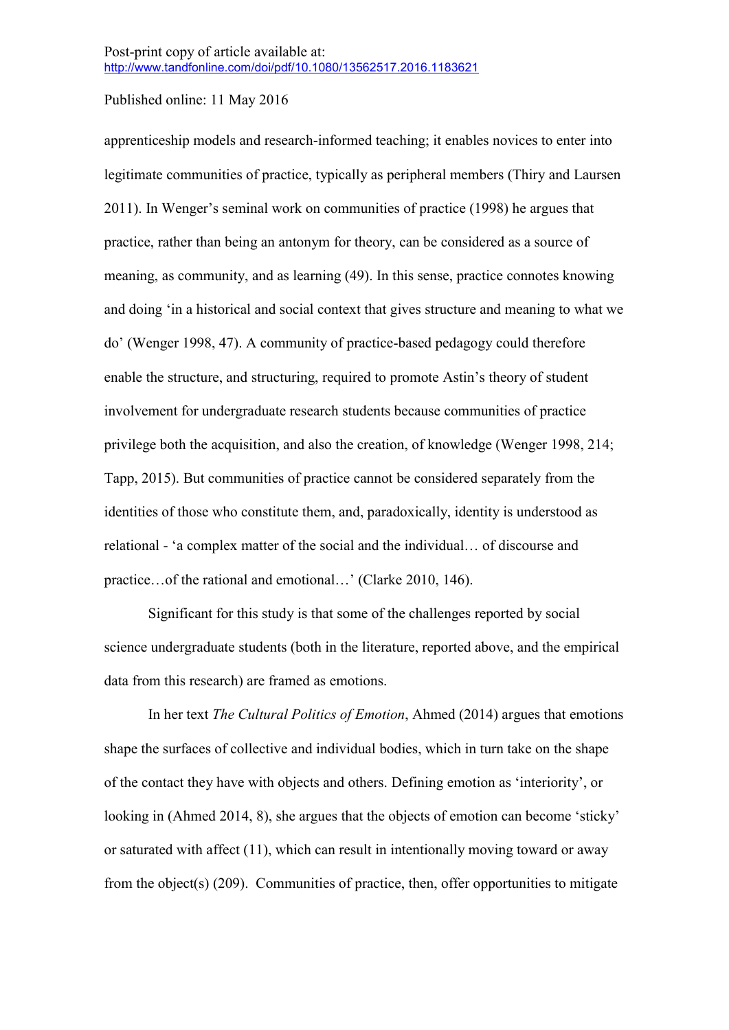apprenticeship models and research-informed teaching; it enables novices to enter into legitimate communities of practice, typically as peripheral members (Thiry and Laursen 2011). In Wenger's seminal work on communities of practice (1998) he argues that practice, rather than being an antonym for theory, can be considered as a source of meaning, as community, and as learning (49). In this sense, practice connotes knowing and doing 'in a historical and social context that gives structure and meaning to what we do' (Wenger 1998, 47). A community of practice-based pedagogy could therefore enable the structure, and structuring, required to promote Astin's theory of student involvement for undergraduate research students because communities of practice privilege both the acquisition, and also the creation, of knowledge (Wenger 1998, 214; Tapp, 2015). But communities of practice cannot be considered separately from the identities of those who constitute them, and, paradoxically, identity is understood as relational - 'a complex matter of the social and the individual… of discourse and practice…of the rational and emotional…' (Clarke 2010, 146).

Significant for this study is that some of the challenges reported by social science undergraduate students (both in the literature, reported above, and the empirical data from this research) are framed as emotions.

In her text *The Cultural Politics of Emotion*, Ahmed (2014) argues that emotions shape the surfaces of collective and individual bodies, which in turn take on the shape of the contact they have with objects and others. Defining emotion as 'interiority', or looking in (Ahmed 2014, 8), she argues that the objects of emotion can become 'sticky' or saturated with affect (11), which can result in intentionally moving toward or away from the object(s) (209). Communities of practice, then, offer opportunities to mitigate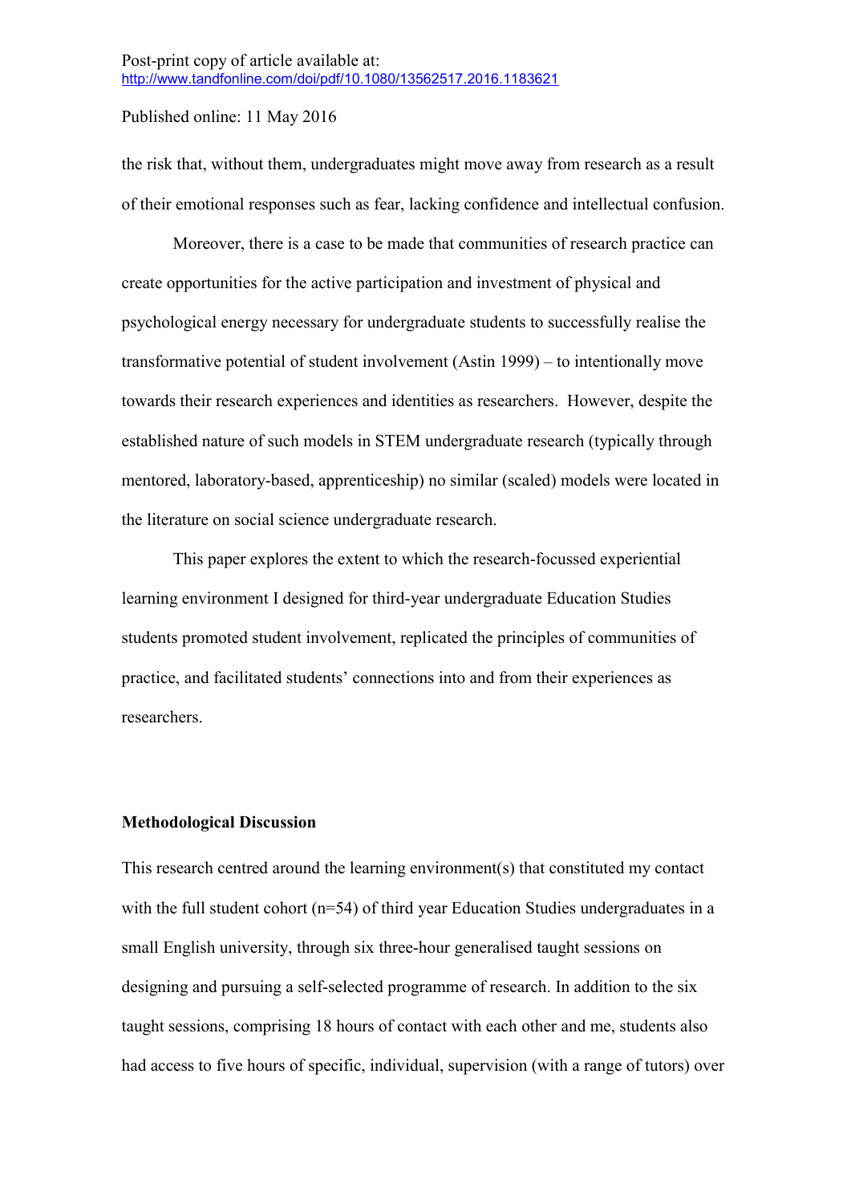the risk that, without them, undergraduates might move away from research as a result of their emotional responses such as fear, lacking confidence and intellectual confusion.

Moreover, there is a case to be made that communities of research practice can create opportunities for the active participation and investment of physical and psychological energy necessary for undergraduate students to successfully realise the transformative potential of student involvement (Astin 1999) – to intentionally move towards their research experiences and identities as researchers. However, despite the established nature of such models in STEM undergraduate research (typically through mentored, laboratory-based, apprenticeship) no similar (scaled) models were located in the literature on social science undergraduate research.

This paper explores the extent to which the research-focussed experiential learning environment I designed for third-year undergraduate Education Studies students promoted student involvement, replicated the principles of communities of practice, and facilitated students' connections into and from their experiences as researchers.

## Methodological Discussion

This research centred around the learning environment(s) that constituted my contact with the full student cohort (n=54) of third year Education Studies undergraduates in a small English university, through six three-hour generalised taught sessions on designing and pursuing a self-selected programme of research. In addition to the six taught sessions, comprising 18 hours of contact with each other and me, students also had access to five hours of specific, individual, supervision (with a range of tutors) over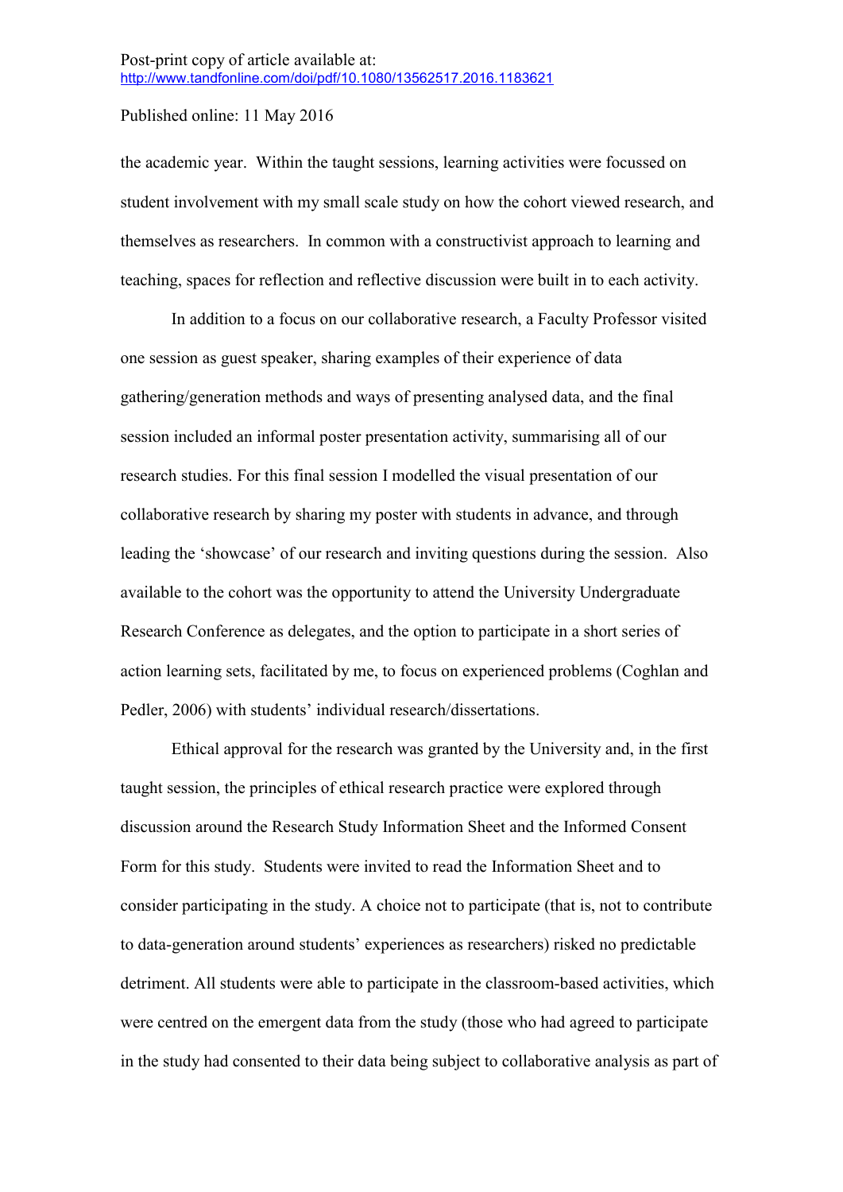the academic year. Within the taught sessions, learning activities were focussed on student involvement with my small scale study on how the cohort viewed research, and themselves as researchers. In common with a constructivist approach to learning and teaching, spaces for reflection and reflective discussion were built in to each activity.

In addition to a focus on our collaborative research, a Faculty Professor visited one session as guest speaker, sharing examples of their experience of data gathering/generation methods and ways of presenting analysed data, and the final session included an informal poster presentation activity, summarising all of our research studies. For this final session I modelled the visual presentation of our collaborative research by sharing my poster with students in advance, and through leading the 'showcase' of our research and inviting questions during the session. Also available to the cohort was the opportunity to attend the University Undergraduate Research Conference as delegates, and the option to participate in a short series of action learning sets, facilitated by me, to focus on experienced problems (Coghlan and Pedler, 2006) with students' individual research/dissertations.

Ethical approval for the research was granted by the University and, in the first taught session, the principles of ethical research practice were explored through discussion around the Research Study Information Sheet and the Informed Consent Form for this study. Students were invited to read the Information Sheet and to consider participating in the study. A choice not to participate (that is, not to contribute to data-generation around students' experiences as researchers) risked no predictable detriment. All students were able to participate in the classroom-based activities, which were centred on the emergent data from the study (those who had agreed to participate in the study had consented to their data being subject to collaborative analysis as part of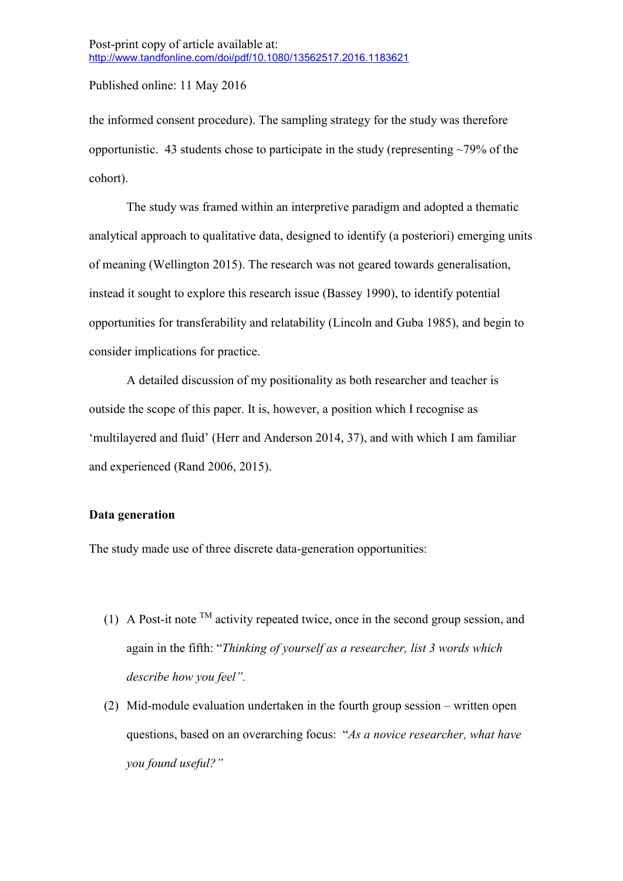the informed consent procedure). The sampling strategy for the study was therefore opportunistic. 43 students chose to participate in the study (representing ~79% of the cohort).

The study was framed within an interpretive paradigm and adopted a thematic analytical approach to qualitative data, designed to identify (a posteriori) emerging units of meaning (Wellington 2015). The research was not geared towards generalisation, instead it sought to explore this research issue (Bassey 1990), to identify potential opportunities for transferability and relatability (Lincoln and Guba 1985), and begin to consider implications for practice.

A detailed discussion of my positionality as both researcher and teacher is outside the scope of this paper. It is, however, a position which I recognise as 'multilayered and fluid' (Herr and Anderson 2014, 37), and with which I am familiar and experienced (Rand 2006, 2015).

## Data generation

The study made use of three discrete data-generation opportunities:

(1) A Post-it note ™ activity repeated twice, once in the second group session, and again in the fifth: "*Thinking of yourself as a researcher, list 3 words which describe how you feel".*

(2) Mid-module evaluation undertaken in the fourth group session – written open questions, based on an overarching focus: "*As a novice researcher, what have you found useful?"*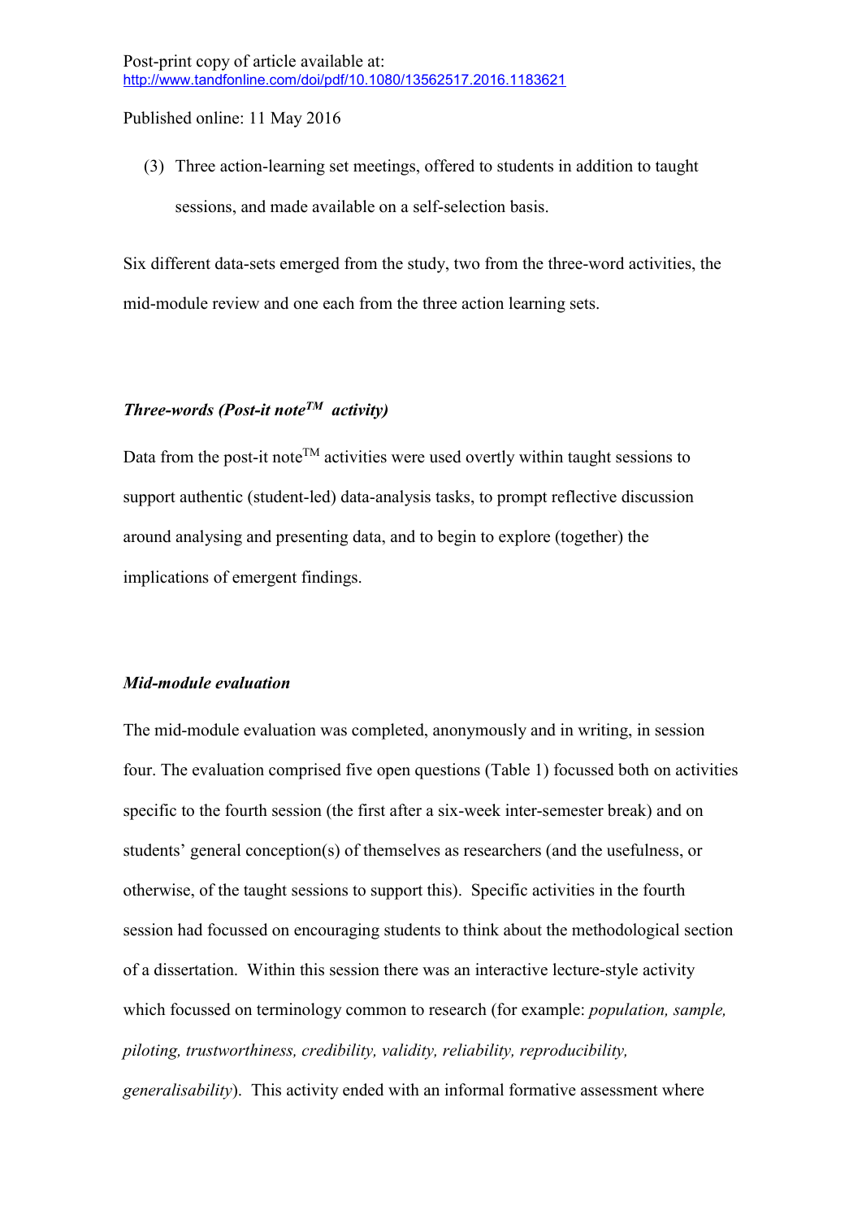(3) Three action-learning set meetings, offered to students in addition to taught sessions, and made available on a self-selection basis.

Six different data-sets emerged from the study, two from the three-word activities, the mid-module review and one each from the three action learning sets.

### *Three-words (Post-it note™ activity)*

Data from the post-it note™ activities were used overtly within taught sessions to support authentic (student-led) data-analysis tasks, to prompt reflective discussion around analysing and presenting data, and to begin to explore (together) the implications of emergent findings.

### *Mid-module evaluation*

The mid-module evaluation was completed, anonymously and in writing, in session four. The evaluation comprised five open questions (Table 1) focussed both on activities specific to the fourth session (the first after a six-week inter-semester break) and on students' general conception(s) of themselves as researchers (and the usefulness, or otherwise, of the taught sessions to support this). Specific activities in the fourth session had focussed on encouraging students to think about the methodological section of a dissertation. Within this session there was an interactive lecture-style activity which focussed on terminology common to research (for example: *population, sample, piloting, trustworthiness, credibility, validity, reliability, reproducibility, generalisability*). This activity ended with an informal formative assessment where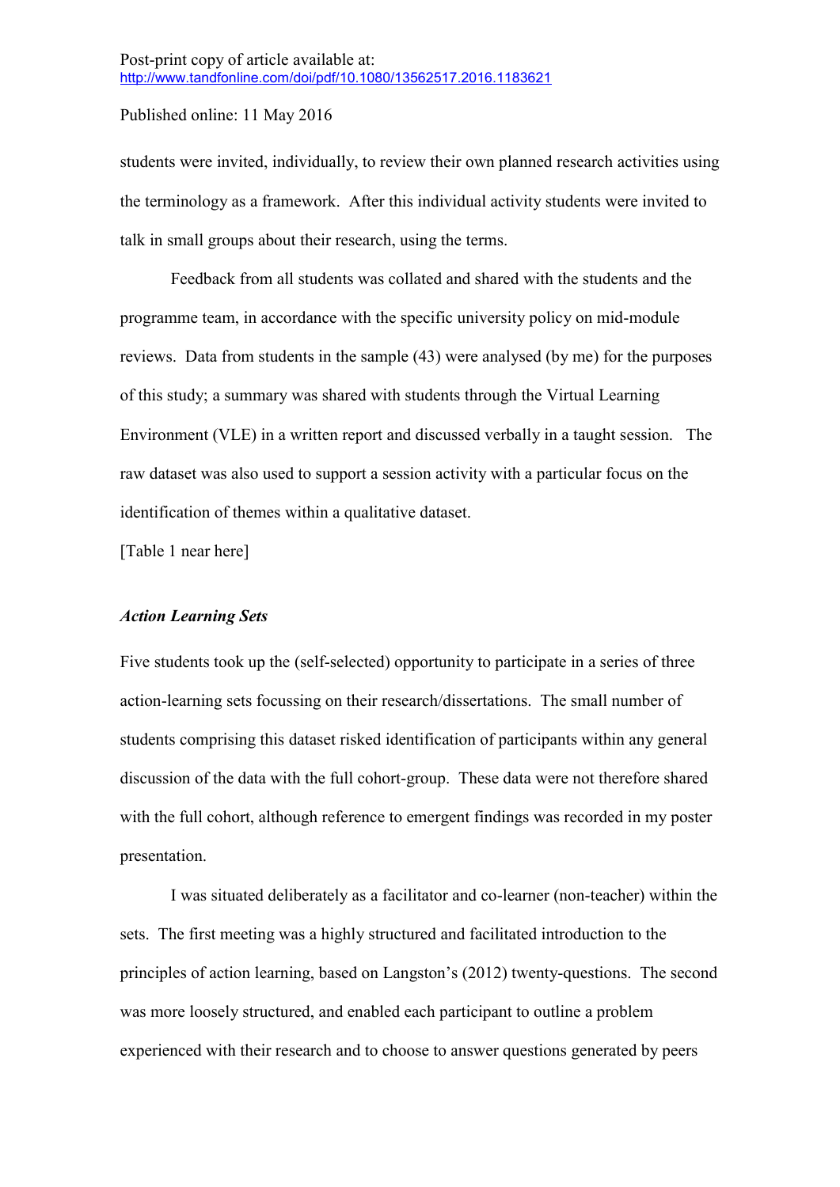students were invited, individually, to review their own planned research activities using the terminology as a framework. After this individual activity students were invited to talk in small groups about their research, using the terms.

Feedback from all students was collated and shared with the students and the programme team, in accordance with the specific university policy on mid-module reviews. Data from students in the sample (43) were analysed (by me) for the purposes of this study; a summary was shared with students through the Virtual Learning Environment (VLE) in a written report and discussed verbally in a taught session. The raw dataset was also used to support a session activity with a particular focus on the identification of themes within a qualitative dataset.

[Table 1 near here]

### *Action Learning Sets*

Five students took up the (self-selected) opportunity to participate in a series of three action-learning sets focussing on their research/dissertations. The small number of students comprising this dataset risked identification of participants within any general discussion of the data with the full cohort-group. These data were not therefore shared with the full cohort, although reference to emergent findings was recorded in my poster presentation.

I was situated deliberately as a facilitator and co-learner (non-teacher) within the sets. The first meeting was a highly structured and facilitated introduction to the principles of action learning, based on Langston's (2012) twenty-questions. The second was more loosely structured, and enabled each participant to outline a problem experienced with their research and to choose to answer questions generated by peers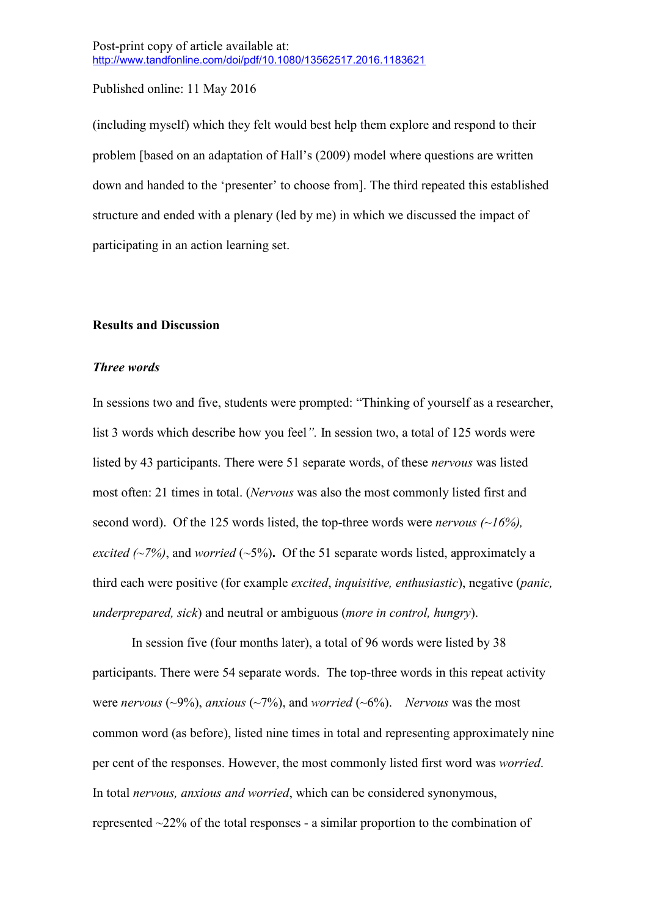(including myself) which they felt would best help them explore and respond to their problem [based on an adaptation of Hall's (2009) model where questions are written down and handed to the 'presenter' to choose from]. The third repeated this established structure and ended with a plenary (led by me) in which we discussed the impact of participating in an action learning set.

## Results and Discussion

### *Three words*

In sessions two and five, students were prompted: "Thinking of yourself as a researcher, list 3 words which describe how you feel*".* In session two, a total of 125 words were listed by 43 participants. There were 51 separate words, of these *nervous* was listed most often: 21 times in total. (*Nervous* was also the most commonly listed first and second word). Of the 125 words listed, the top-three words were *nervous (~16%), excited (~7%)*, and *worried* (~5%)**.** Of the 51 separate words listed, approximately a third each were positive (for example *excited*, *inquisitive, enthusiastic*), negative (*panic, underprepared, sick*) and neutral or ambiguous (*more in control, hungry*).

In session five (four months later), a total of 96 words were listed by 38 participants. There were 54 separate words. The top-three words in this repeat activity were *nervous* (~9%), *anxious* (~7%), and *worried* (~6%). *Nervous* was the most common word (as before), listed nine times in total and representing approximately nine per cent of the responses. However, the most commonly listed first word was *worried*. In total *nervous, anxious and worried*, which can be considered synonymous, represented ~22% of the total responses - a similar proportion to the combination of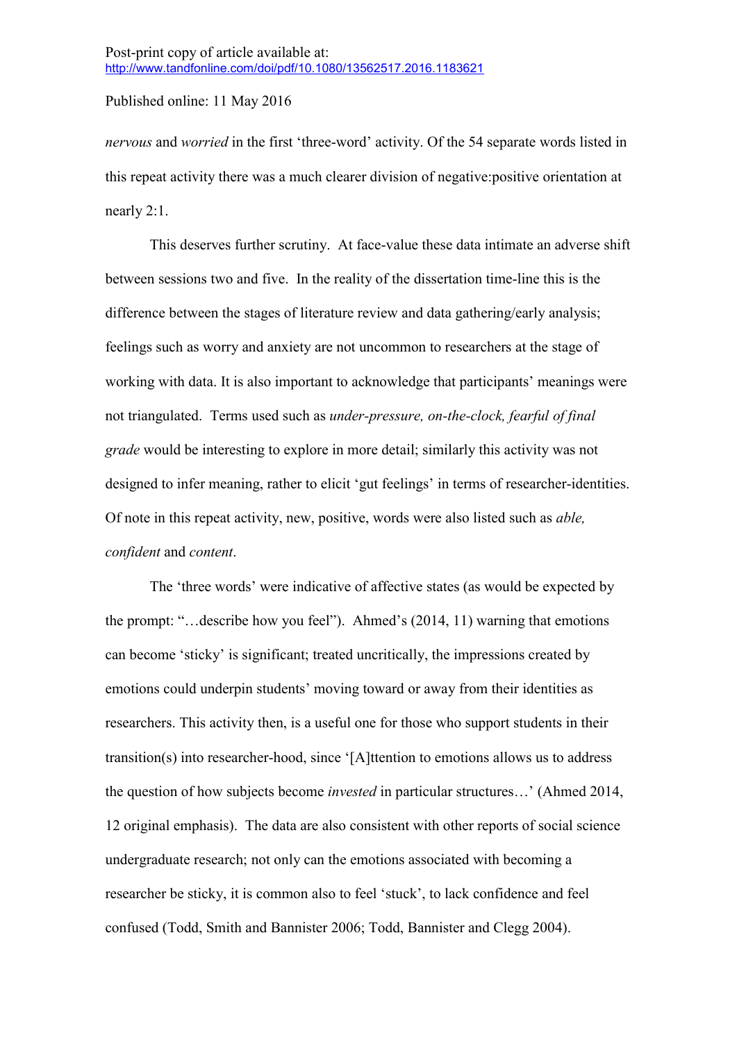*nervous* and *worried* in the first 'three-word' activity. Of the 54 separate words listed in this repeat activity there was a much clearer division of negative:positive orientation at nearly 2:1.

This deserves further scrutiny. At face-value these data intimate an adverse shift between sessions two and five. In the reality of the dissertation time-line this is the difference between the stages of literature review and data gathering/early analysis; feelings such as worry and anxiety are not uncommon to researchers at the stage of working with data. It is also important to acknowledge that participants' meanings were not triangulated. Terms used such as *under-pressure, on-the-clock, fearful of final grade* would be interesting to explore in more detail; similarly this activity was not designed to infer meaning, rather to elicit 'gut feelings' in terms of researcher-identities. Of note in this repeat activity, new, positive, words were also listed such as *able, confident* and *content*.

The 'three words' were indicative of affective states (as would be expected by the prompt: "…describe how you feel"). Ahmed's (2014, 11) warning that emotions can become 'sticky' is significant; treated uncritically, the impressions created by emotions could underpin students' moving toward or away from their identities as researchers. This activity then, is a useful one for those who support students in their transition(s) into researcher-hood, since '[A]ttention to emotions allows us to address the question of how subjects become *invested* in particular structures…' (Ahmed 2014, 12 original emphasis). The data are also consistent with other reports of social science undergraduate research; not only can the emotions associated with becoming a researcher be sticky, it is common also to feel 'stuck', to lack confidence and feel confused (Todd, Smith and Bannister 2006; Todd, Bannister and Clegg 2004).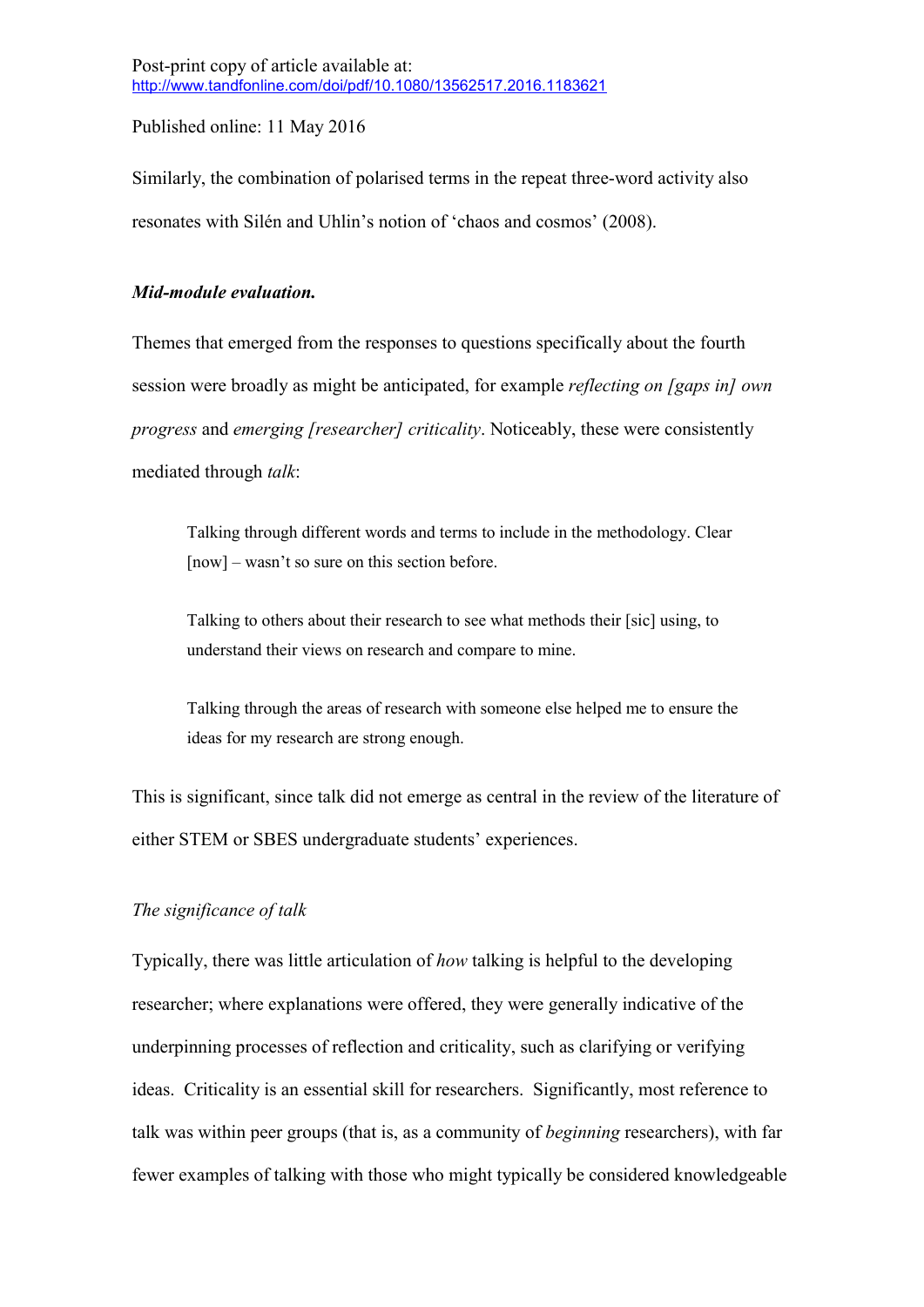Similarly, the combination of polarised terms in the repeat three-word activity also resonates with Silén and Uhlin's notion of 'chaos and cosmos' (2008).

### ***Mid-module evaluation.***

Themes that emerged from the responses to questions specifically about the fourth session were broadly as might be anticipated, for example *reflecting on [gaps in] own progress* and *emerging [researcher] criticality*. Noticeably, these were consistently mediated through *talk*:

> Talking through different words and terms to include in the methodology. Clear [now] – wasn't so sure on this section before.
>
> Talking to others about their research to see what methods their [sic] using, to understand their views on research and compare to mine.
>
> Talking through the areas of research with someone else helped me to ensure the ideas for my research are strong enough.

This is significant, since talk did not emerge as central in the review of the literature of either STEM or SBES undergraduate students' experiences.

#### *The significance of talk*

Typically, there was little articulation of *how* talking is helpful to the developing researcher; where explanations were offered, they were generally indicative of the underpinning processes of reflection and criticality, such as clarifying or verifying ideas. Criticality is an essential skill for researchers. Significantly, most reference to talk was within peer groups (that is, as a community of *beginning* researchers), with far fewer examples of talking with those who might typically be considered knowledgeable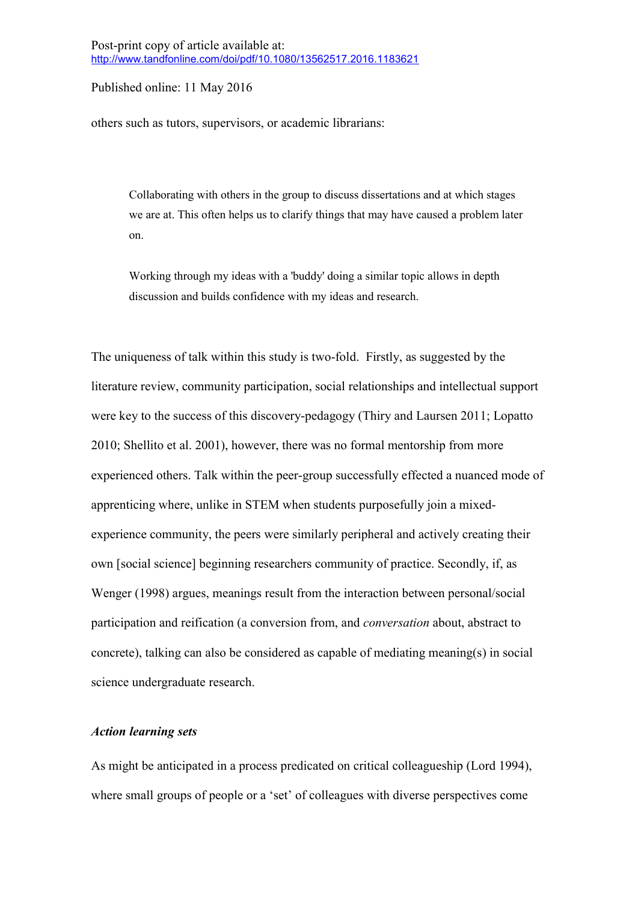others such as tutors, supervisors, or academic librarians:

> Collaborating with others in the group to discuss dissertations and at which stages we are at. This often helps us to clarify things that may have caused a problem later on.
>
> Working through my ideas with a 'buddy' doing a similar topic allows in depth discussion and builds confidence with my ideas and research.

The uniqueness of talk within this study is two-fold. Firstly, as suggested by the literature review, community participation, social relationships and intellectual support were key to the success of this discovery-pedagogy (Thiry and Laursen 2011; Lopatto 2010; Shellito et al. 2001), however, there was no formal mentorship from more experienced others. Talk within the peer-group successfully effected a nuanced mode of apprenticing where, unlike in STEM when students purposefully join a mixed-experience community, the peers were similarly peripheral and actively creating their own [social science] beginning researchers community of practice. Secondly, if, as Wenger (1998) argues, meanings result from the interaction between personal/social participation and reification (a conversion from, and *conversation* about, abstract to concrete), talking can also be considered as capable of mediating meaning(s) in social science undergraduate research.

### *Action learning sets*

As might be anticipated in a process predicated on critical colleagueship (Lord 1994), where small groups of people or a 'set' of colleagues with diverse perspectives come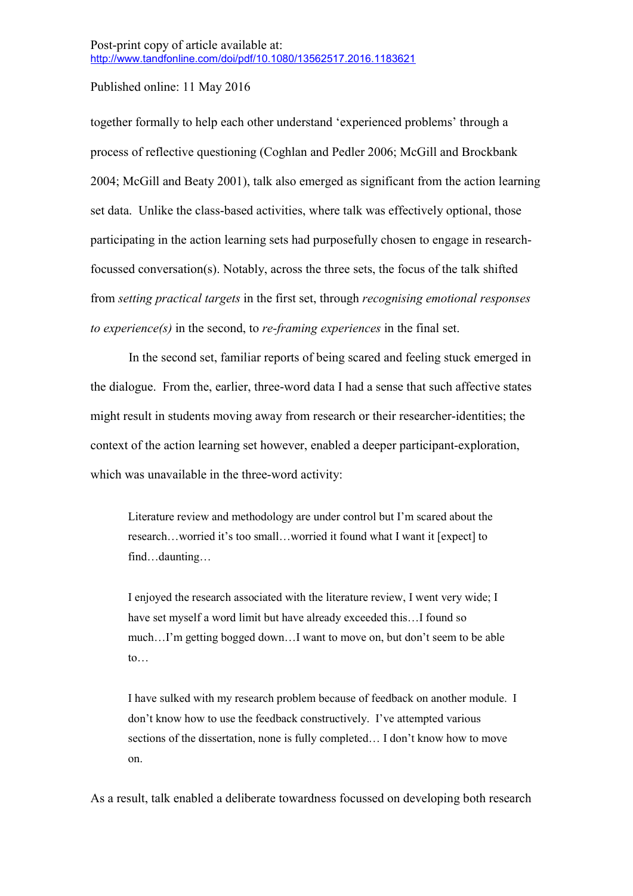together formally to help each other understand 'experienced problems' through a process of reflective questioning (Coghlan and Pedler 2006; McGill and Brockbank 2004; McGill and Beaty 2001), talk also emerged as significant from the action learning set data. Unlike the class-based activities, where talk was effectively optional, those participating in the action learning sets had purposefully chosen to engage in research-focussed conversation(s). Notably, across the three sets, the focus of the talk shifted from *setting practical targets* in the first set, through *recognising emotional responses to experience(s)* in the second, to *re-framing experiences* in the final set.

In the second set, familiar reports of being scared and feeling stuck emerged in the dialogue. From the, earlier, three-word data I had a sense that such affective states might result in students moving away from research or their researcher-identities; the context of the action learning set however, enabled a deeper participant-exploration, which was unavailable in the three-word activity:

> Literature review and methodology are under control but I'm scared about the research…worried it's too small…worried it found what I want it [expect] to find…daunting…

> I enjoyed the research associated with the literature review, I went very wide; I have set myself a word limit but have already exceeded this…I found so much…I'm getting bogged down…I want to move on, but don't seem to be able to…

> I have sulked with my research problem because of feedback on another module. I don't know how to use the feedback constructively. I've attempted various sections of the dissertation, none is fully completed… I don't know how to move on.

As a result, talk enabled a deliberate towardness focussed on developing both research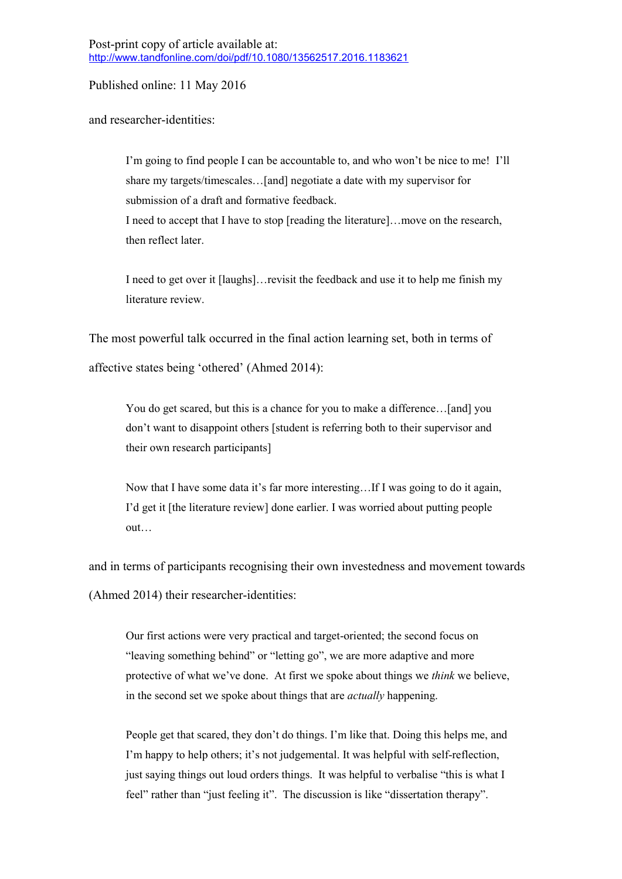and researcher-identities:

> I'm going to find people I can be accountable to, and who won't be nice to me! I'll share my targets/timescales…[and] negotiate a date with my supervisor for submission of a draft and formative feedback.
> I need to accept that I have to stop [reading the literature]…move on the research, then reflect later.
>
> I need to get over it [laughs]…revisit the feedback and use it to help me finish my literature review.

The most powerful talk occurred in the final action learning set, both in terms of affective states being 'othered' (Ahmed 2014):

> You do get scared, but this is a chance for you to make a difference…[and] you don't want to disappoint others [student is referring both to their supervisor and their own research participants]
>
> Now that I have some data it's far more interesting…If I was going to do it again, I'd get it [the literature review] done earlier. I was worried about putting people out…

and in terms of participants recognising their own investedness and movement towards (Ahmed 2014) their researcher-identities:

> Our first actions were very practical and target-oriented; the second focus on "leaving something behind" or "letting go", we are more adaptive and more protective of what we've done. At first we spoke about things we *think* we believe, in the second set we spoke about things that are *actually* happening.
>
> People get that scared, they don't do things. I'm like that. Doing this helps me, and I'm happy to help others; it's not judgemental. It was helpful with self-reflection, just saying things out loud orders things. It was helpful to verbalise "this is what I feel" rather than "just feeling it". The discussion is like "dissertation therapy".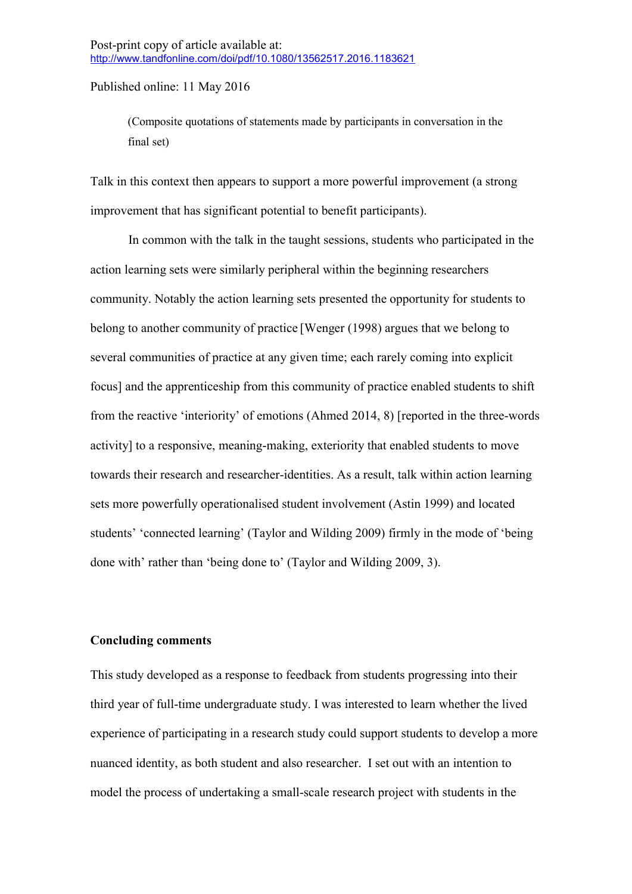(Composite quotations of statements made by participants in conversation in the final set)

Talk in this context then appears to support a more powerful improvement (a strong improvement that has significant potential to benefit participants).

In common with the talk in the taught sessions, students who participated in the action learning sets were similarly peripheral within the beginning researchers community. Notably the action learning sets presented the opportunity for students to belong to another community of practice [Wenger (1998) argues that we belong to several communities of practice at any given time; each rarely coming into explicit focus] and the apprenticeship from this community of practice enabled students to shift from the reactive 'interiority' of emotions (Ahmed 2014, 8) [reported in the three-words activity] to a responsive, meaning-making, exteriority that enabled students to move towards their research and researcher-identities. As a result, talk within action learning sets more powerfully operationalised student involvement (Astin 1999) and located students' 'connected learning' (Taylor and Wilding 2009) firmly in the mode of 'being done with' rather than 'being done to' (Taylor and Wilding 2009, 3).

## Concluding comments

This study developed as a response to feedback from students progressing into their third year of full-time undergraduate study. I was interested to learn whether the lived experience of participating in a research study could support students to develop a more nuanced identity, as both student and also researcher. I set out with an intention to model the process of undertaking a small-scale research project with students in the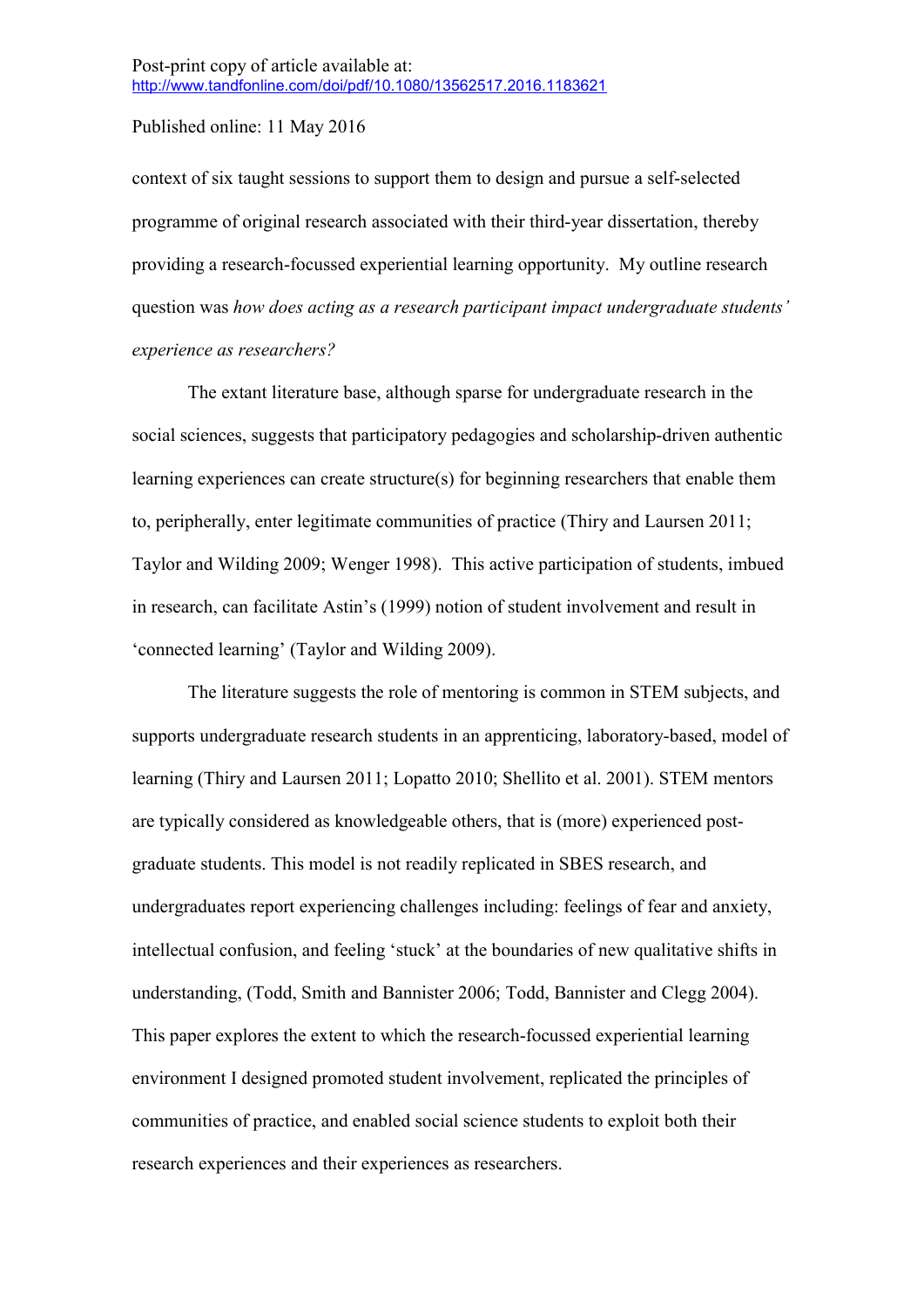context of six taught sessions to support them to design and pursue a self-selected programme of original research associated with their third-year dissertation, thereby providing a research-focussed experiential learning opportunity. My outline research question was *how does acting as a research participant impact undergraduate students' experience as researchers?*

The extant literature base, although sparse for undergraduate research in the social sciences, suggests that participatory pedagogies and scholarship-driven authentic learning experiences can create structure(s) for beginning researchers that enable them to, peripherally, enter legitimate communities of practice (Thiry and Laursen 2011; Taylor and Wilding 2009; Wenger 1998). This active participation of students, imbued in research, can facilitate Astin's (1999) notion of student involvement and result in 'connected learning' (Taylor and Wilding 2009).

The literature suggests the role of mentoring is common in STEM subjects, and supports undergraduate research students in an apprenticing, laboratory-based, model of learning (Thiry and Laursen 2011; Lopatto 2010; Shellito et al. 2001). STEM mentors are typically considered as knowledgeable others, that is (more) experienced post-graduate students. This model is not readily replicated in SBES research, and undergraduates report experiencing challenges including: feelings of fear and anxiety, intellectual confusion, and feeling 'stuck' at the boundaries of new qualitative shifts in understanding, (Todd, Smith and Bannister 2006; Todd, Bannister and Clegg 2004). This paper explores the extent to which the research-focussed experiential learning environment I designed promoted student involvement, replicated the principles of communities of practice, and enabled social science students to exploit both their research experiences and their experiences as researchers.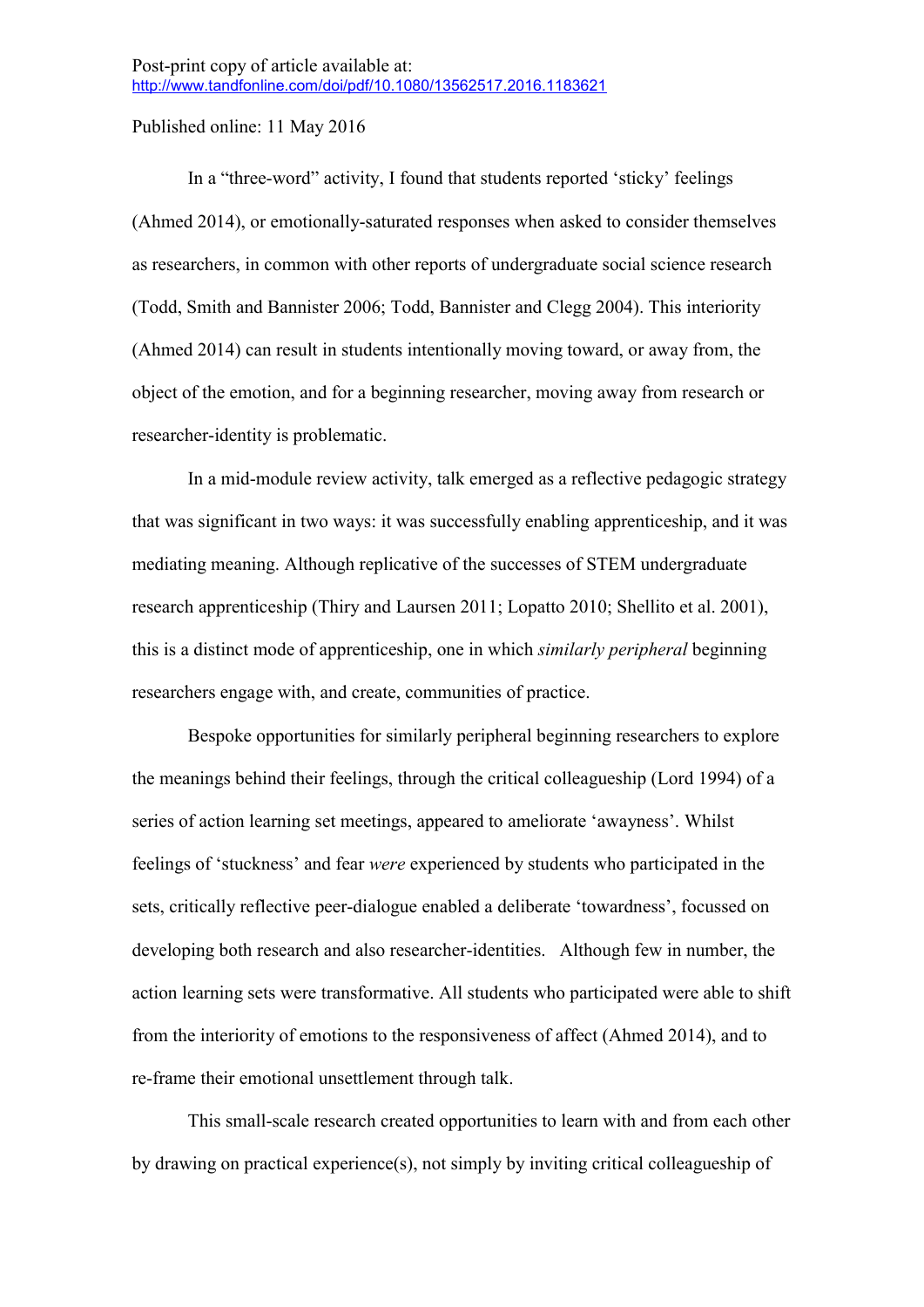Post-print copy of article available at:
http://www.tandfonline.com/doi/pdf/10.1080/13562517.2016.1183621

Published online: 11 May 2016

In a "three-word" activity, I found that students reported 'sticky' feelings (Ahmed 2014), or emotionally-saturated responses when asked to consider themselves as researchers, in common with other reports of undergraduate social science research (Todd, Smith and Bannister 2006; Todd, Bannister and Clegg 2004). This interiority (Ahmed 2014) can result in students intentionally moving toward, or away from, the object of the emotion, and for a beginning researcher, moving away from research or researcher-identity is problematic.

In a mid-module review activity, talk emerged as a reflective pedagogic strategy that was significant in two ways: it was successfully enabling apprenticeship, and it was mediating meaning. Although replicative of the successes of STEM undergraduate research apprenticeship (Thiry and Laursen 2011; Lopatto 2010; Shellito et al. 2001), this is a distinct mode of apprenticeship, one in which *similarly peripheral* beginning researchers engage with, and create, communities of practice.

Bespoke opportunities for similarly peripheral beginning researchers to explore the meanings behind their feelings, through the critical colleagueship (Lord 1994) of a series of action learning set meetings, appeared to ameliorate 'awayness'. Whilst feelings of 'stuckness' and fear *were* experienced by students who participated in the sets, critically reflective peer-dialogue enabled a deliberate 'towardness', focussed on developing both research and also researcher-identities. Although few in number, the action learning sets were transformative. All students who participated were able to shift from the interiority of emotions to the responsiveness of affect (Ahmed 2014), and to re-frame their emotional unsettlement through talk.

This small-scale research created opportunities to learn with and from each other by drawing on practical experience(s), not simply by inviting critical colleagueship of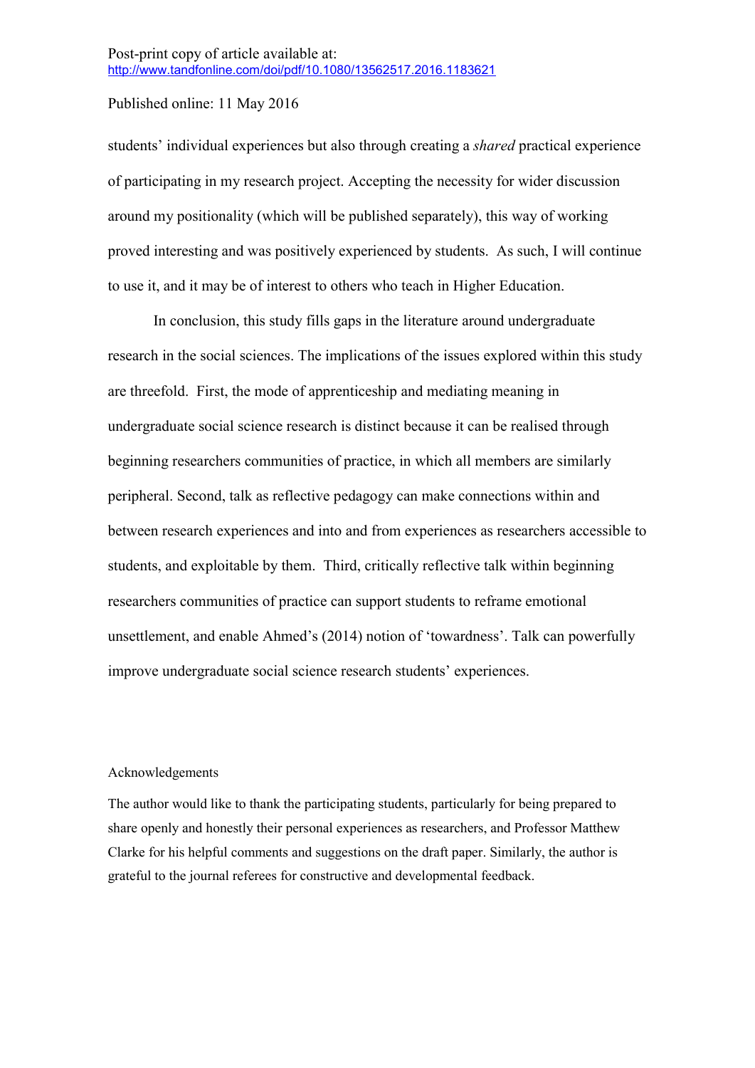students' individual experiences but also through creating a *shared* practical experience of participating in my research project. Accepting the necessity for wider discussion around my positionality (which will be published separately), this way of working proved interesting and was positively experienced by students. As such, I will continue to use it, and it may be of interest to others who teach in Higher Education.

In conclusion, this study fills gaps in the literature around undergraduate research in the social sciences. The implications of the issues explored within this study are threefold. First, the mode of apprenticeship and mediating meaning in undergraduate social science research is distinct because it can be realised through beginning researchers communities of practice, in which all members are similarly peripheral. Second, talk as reflective pedagogy can make connections within and between research experiences and into and from experiences as researchers accessible to students, and exploitable by them. Third, critically reflective talk within beginning researchers communities of practice can support students to reframe emotional unsettlement, and enable Ahmed's (2014) notion of 'towardness'. Talk can powerfully improve undergraduate social science research students' experiences.

Acknowledgements

The author would like to thank the participating students, particularly for being prepared to share openly and honestly their personal experiences as researchers, and Professor Matthew Clarke for his helpful comments and suggestions on the draft paper. Similarly, the author is grateful to the journal referees for constructive and developmental feedback.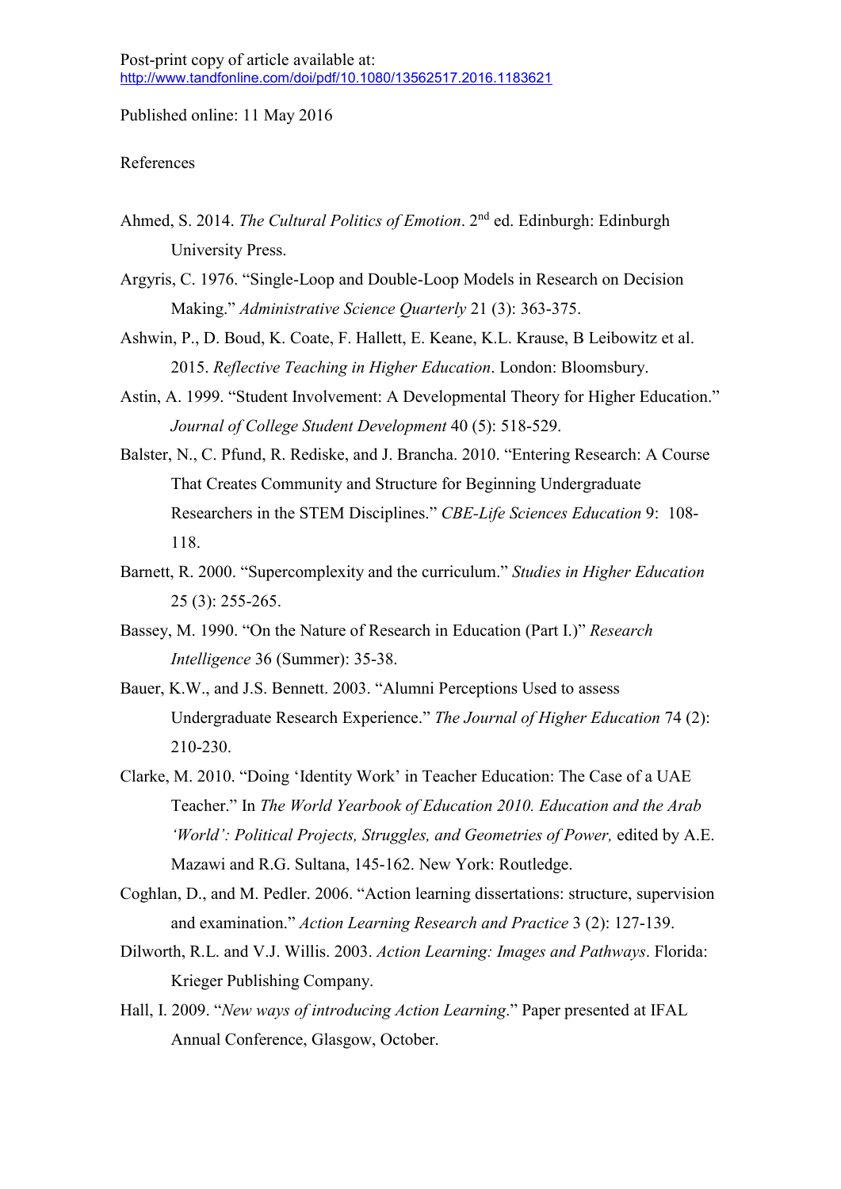Post-print copy of article available at:
http://www.tandfonline.com/doi/pdf/10.1080/13562517.2016.1183621

Published online: 11 May 2016

References

Ahmed, S. 2014. *The Cultural Politics of Emotion*. 2nd ed. Edinburgh: Edinburgh University Press.

Argyris, C. 1976. "Single-Loop and Double-Loop Models in Research on Decision Making." *Administrative Science Quarterly* 21 (3): 363-375.

Ashwin, P., D. Boud, K. Coate, F. Hallett, E. Keane, K.L. Krause, B Leibowitz et al. 2015. *Reflective Teaching in Higher Education*. London: Bloomsbury.

Astin, A. 1999. "Student Involvement: A Developmental Theory for Higher Education." *Journal of College Student Development* 40 (5): 518-529.

Balster, N., C. Pfund, R. Rediske, and J. Brancha. 2010. "Entering Research: A Course That Creates Community and Structure for Beginning Undergraduate Researchers in the STEM Disciplines." *CBE-Life Sciences Education* 9: 108-118.

Barnett, R. 2000. "Supercomplexity and the curriculum." *Studies in Higher Education* 25 (3): 255-265.

Bassey, M. 1990. "On the Nature of Research in Education (Part I.)" *Research Intelligence* 36 (Summer): 35-38.

Bauer, K.W., and J.S. Bennett. 2003. "Alumni Perceptions Used to assess Undergraduate Research Experience." *The Journal of Higher Education* 74 (2): 210-230.

Clarke, M. 2010. "Doing 'Identity Work' in Teacher Education: The Case of a UAE Teacher." In *The World Yearbook of Education 2010. Education and the Arab 'World': Political Projects, Struggles, and Geometries of Power,* edited by A.E. Mazawi and R.G. Sultana, 145-162. New York: Routledge.

Coghlan, D., and M. Pedler. 2006. "Action learning dissertations: structure, supervision and examination." *Action Learning Research and Practice* 3 (2): 127-139.

Dilworth, R.L. and V.J. Willis. 2003. *Action Learning: Images and Pathways*. Florida: Krieger Publishing Company.

Hall, I. 2009. "*New ways of introducing Action Learning*." Paper presented at IFAL Annual Conference, Glasgow, October.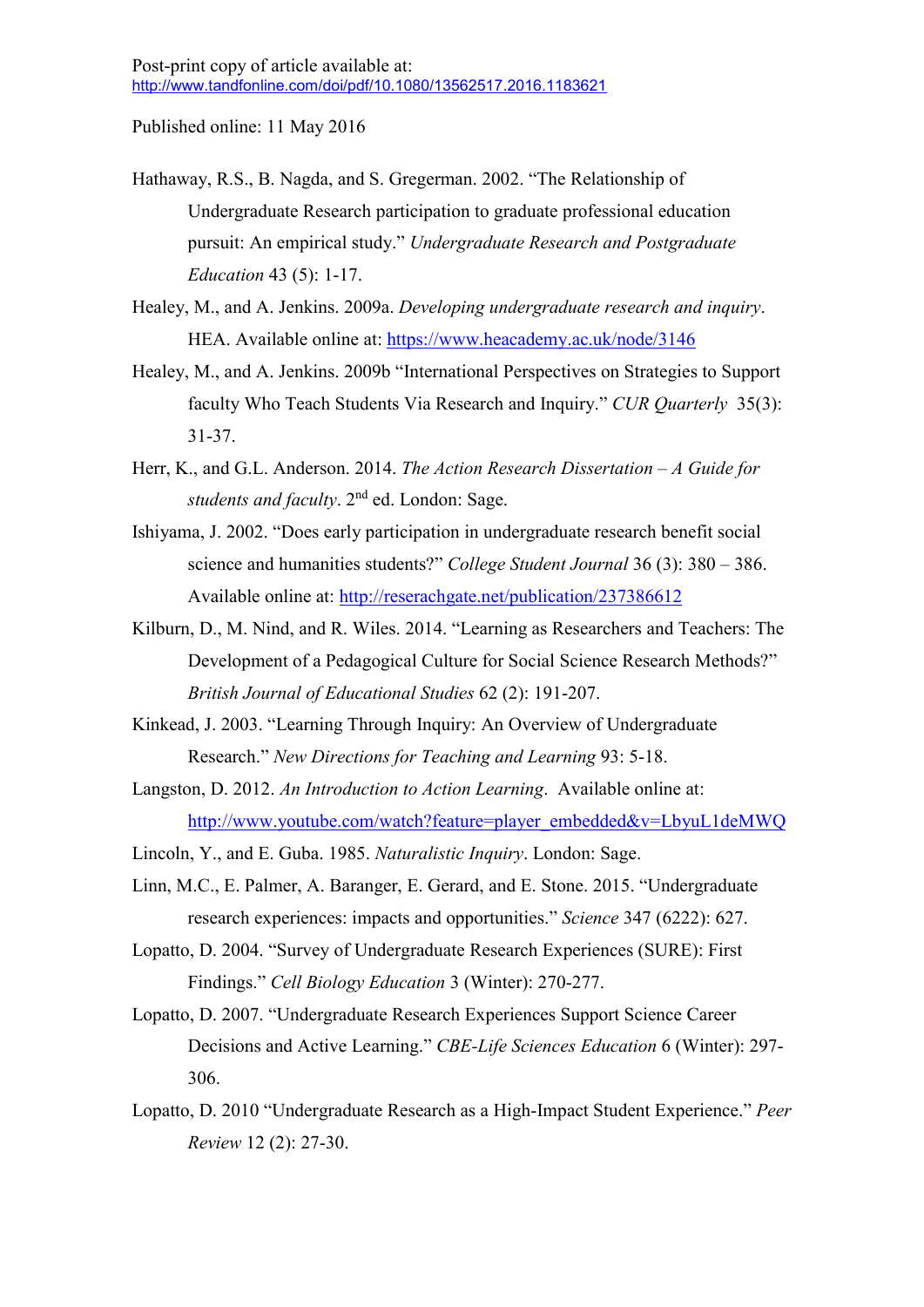Post-print copy of article available at:
http://www.tandfonline.com/doi/pdf/10.1080/13562517.2016.1183621

Published online: 11 May 2016

Hathaway, R.S., B. Nagda, and S. Gregerman. 2002. "The Relationship of Undergraduate Research participation to graduate professional education pursuit: An empirical study." *Undergraduate Research and Postgraduate Education* 43 (5): 1-17.

Healey, M., and A. Jenkins. 2009a. *Developing undergraduate research and inquiry*. HEA. Available online at: https://www.heacademy.ac.uk/node/3146

Healey, M., and A. Jenkins. 2009b "International Perspectives on Strategies to Support faculty Who Teach Students Via Research and Inquiry." *CUR Quarterly* 35(3): 31-37.

Herr, K., and G.L. Anderson. 2014. *The Action Research Dissertation – A Guide for students and faculty*. 2nd ed. London: Sage.

Ishiyama, J. 2002. "Does early participation in undergraduate research benefit social science and humanities students?" *College Student Journal* 36 (3): 380 – 386. Available online at: http://reserachgate.net/publication/237386612

Kilburn, D., M. Nind, and R. Wiles. 2014. "Learning as Researchers and Teachers: The Development of a Pedagogical Culture for Social Science Research Methods?" *British Journal of Educational Studies* 62 (2): 191-207.

Kinkead, J. 2003. "Learning Through Inquiry: An Overview of Undergraduate Research." *New Directions for Teaching and Learning* 93: 5-18.

Langston, D. 2012. *An Introduction to Action Learning*. Available online at: http://www.youtube.com/watch?feature=player_embedded&v=LbyuL1deMWQ

Lincoln, Y., and E. Guba. 1985. *Naturalistic Inquiry*. London: Sage.

Linn, M.C., E. Palmer, A. Baranger, E. Gerard, and E. Stone. 2015. "Undergraduate research experiences: impacts and opportunities." *Science* 347 (6222): 627.

Lopatto, D. 2004. "Survey of Undergraduate Research Experiences (SURE): First Findings." *Cell Biology Education* 3 (Winter): 270-277.

Lopatto, D. 2007. "Undergraduate Research Experiences Support Science Career Decisions and Active Learning." *CBE-Life Sciences Education* 6 (Winter): 297-306.

Lopatto, D. 2010 "Undergraduate Research as a High-Impact Student Experience." *Peer Review* 12 (2): 27-30.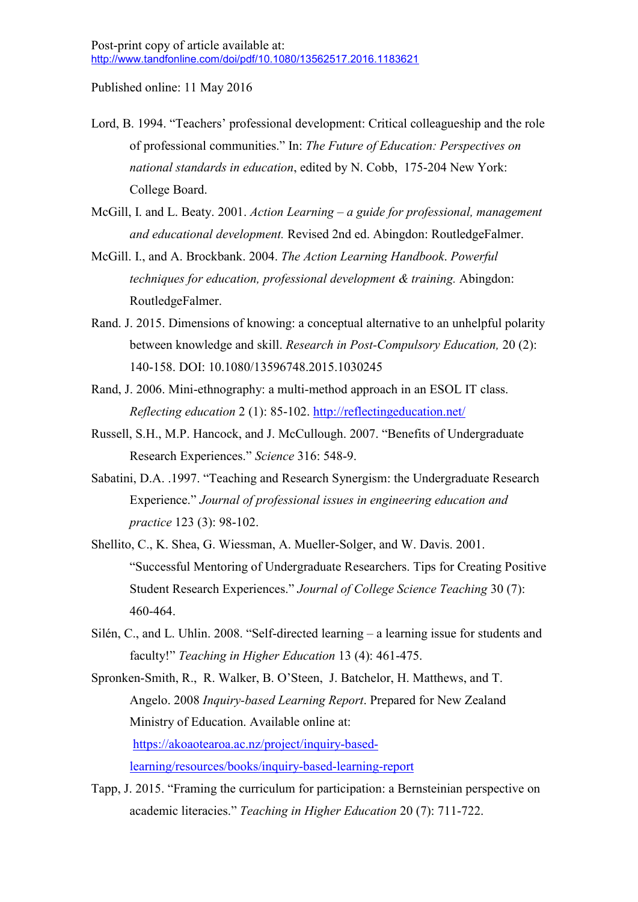Post-print copy of article available at: http://www.tandfonline.com/doi/pdf/10.1080/13562517.2016.1183621

Published online: 11 May 2016

Lord, B. 1994. "Teachers' professional development: Critical colleagueship and the role of professional communities." In: *The Future of Education: Perspectives on national standards in education*, edited by N. Cobb, 175-204 New York: College Board.

McGill, I. and L. Beaty. 2001. *Action Learning – a guide for professional, management and educational development.* Revised 2nd ed. Abingdon: RoutledgeFalmer.

McGill. I., and A. Brockbank. 2004. *The Action Learning Handbook. Powerful techniques for education, professional development & training.* Abingdon: RoutledgeFalmer.

Rand. J. 2015. Dimensions of knowing: a conceptual alternative to an unhelpful polarity between knowledge and skill. *Research in Post-Compulsory Education,* 20 (2): 140-158. DOI: 10.1080/13596748.2015.1030245

Rand, J. 2006. Mini-ethnography: a multi-method approach in an ESOL IT class. *Reflecting education* 2 (1): 85-102. http://reflectingeducation.net/

Russell, S.H., M.P. Hancock, and J. McCullough. 2007. "Benefits of Undergraduate Research Experiences." *Science* 316: 548-9.

Sabatini, D.A. .1997. "Teaching and Research Synergism: the Undergraduate Research Experience." *Journal of professional issues in engineering education and practice* 123 (3): 98-102.

Shellito, C., K. Shea, G. Wiessman, A. Mueller-Solger, and W. Davis. 2001. "Successful Mentoring of Undergraduate Researchers. Tips for Creating Positive Student Research Experiences." *Journal of College Science Teaching* 30 (7): 460-464.

Silén, C., and L. Uhlin. 2008. "Self-directed learning – a learning issue for students and faculty!" *Teaching in Higher Education* 13 (4): 461-475.

Spronken-Smith, R., R. Walker, B. O'Steen, J. Batchelor, H. Matthews, and T. Angelo. 2008 *Inquiry-based Learning Report*. Prepared for New Zealand Ministry of Education. Available online at: https://akoaotearoa.ac.nz/project/inquiry-based-learning/resources/books/inquiry-based-learning-report

Tapp, J. 2015. "Framing the curriculum for participation: a Bernsteinian perspective on academic literacies." *Teaching in Higher Education* 20 (7): 711-722.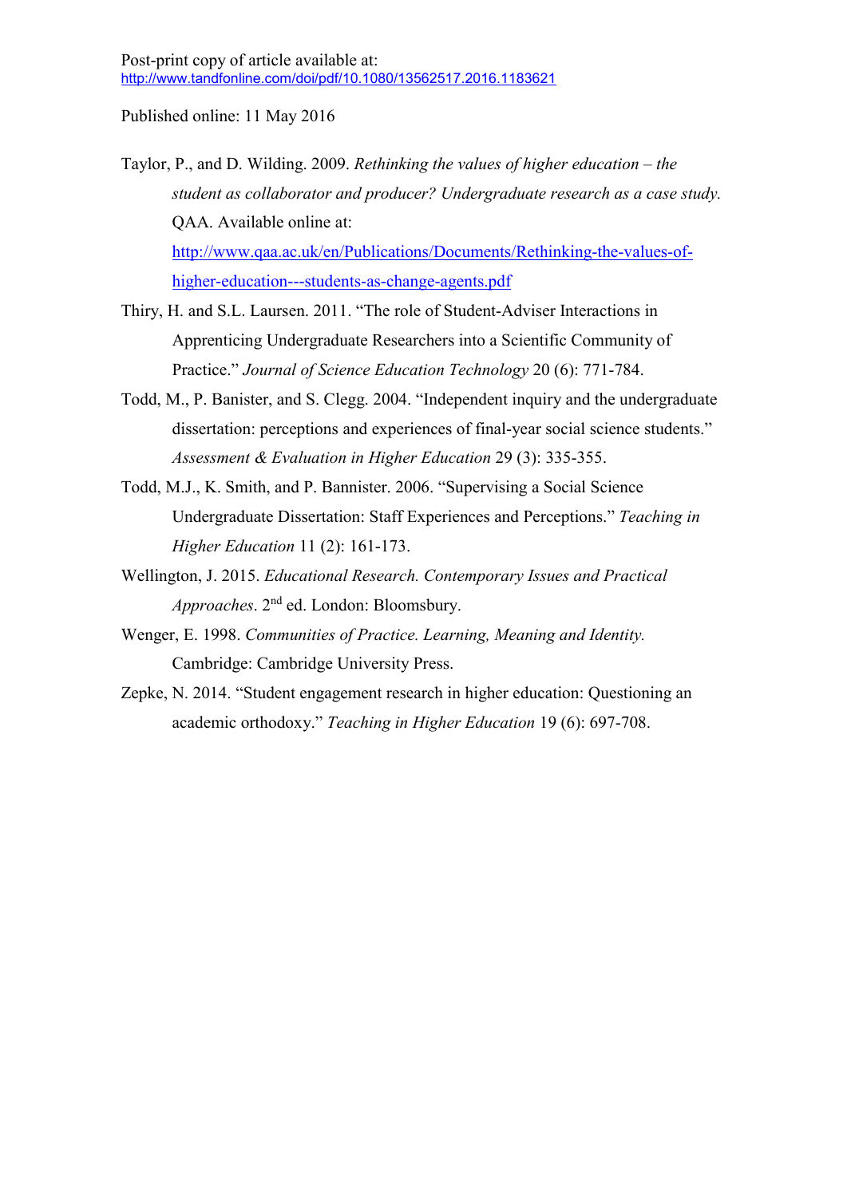Taylor, P., and D. Wilding. 2009. *Rethinking the values of higher education – the student as collaborator and producer? Undergraduate research as a case study.* QAA. Available online at: http://www.qaa.ac.uk/en/Publications/Documents/Rethinking-the-values-of-higher-education---students-as-change-agents.pdf

Thiry, H. and S.L. Laursen. 2011. "The role of Student-Adviser Interactions in Apprenticing Undergraduate Researchers into a Scientific Community of Practice." *Journal of Science Education Technology* 20 (6): 771-784.

Todd, M., P. Banister, and S. Clegg. 2004. "Independent inquiry and the undergraduate dissertation: perceptions and experiences of final-year social science students." *Assessment & Evaluation in Higher Education* 29 (3): 335-355.

Todd, M.J., K. Smith, and P. Bannister. 2006. "Supervising a Social Science Undergraduate Dissertation: Staff Experiences and Perceptions." *Teaching in Higher Education* 11 (2): 161-173.

Wellington, J. 2015. *Educational Research. Contemporary Issues and Practical Approaches*. 2nd ed. London: Bloomsbury.

Wenger, E. 1998. *Communities of Practice. Learning, Meaning and Identity.* Cambridge: Cambridge University Press.

Zepke, N. 2014. "Student engagement research in higher education: Questioning an academic orthodoxy." *Teaching in Higher Education* 19 (6): 697-708.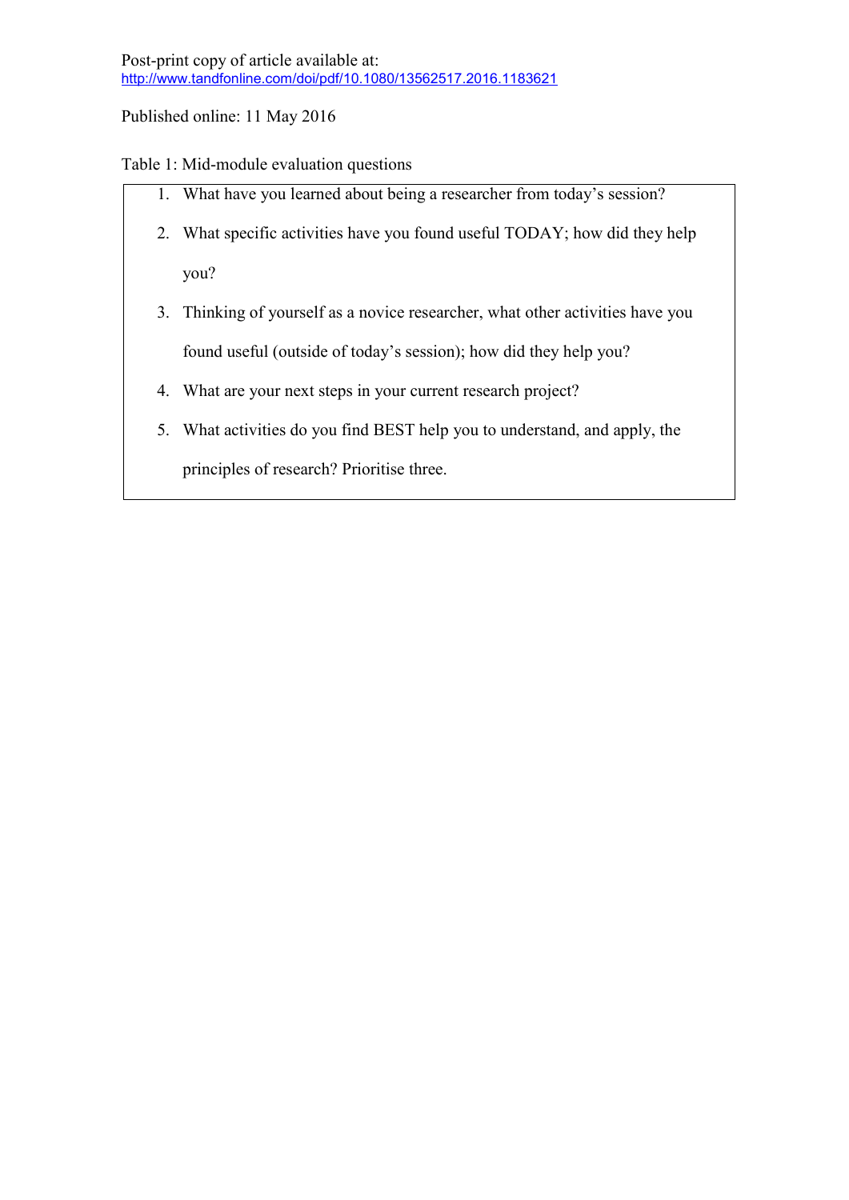Post-print copy of article available at:
http://www.tandfonline.com/doi/pdf/10.1080/13562517.2016.1183621

Published online: 11 May 2016

Table 1: Mid-module evaluation questions

1. What have you learned about being a researcher from today's session?
2. What specific activities have you found useful TODAY; how did they help you?
3. Thinking of yourself as a novice researcher, what other activities have you found useful (outside of today's session); how did they help you?
4. What are your next steps in your current research project?
5. What activities do you find BEST help you to understand, and apply, the principles of research? Prioritise three.